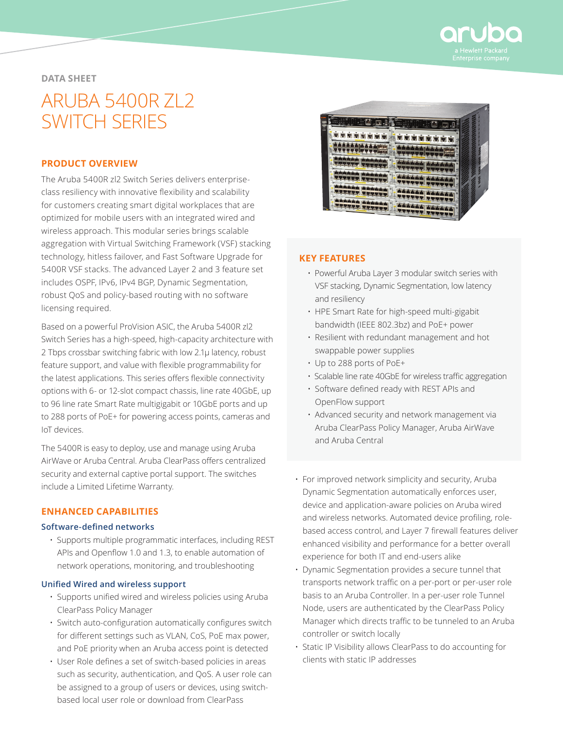DATA SHEET

# ARUBA 5400R ZL2 SWITCH SERIES

## PRODUCT OVERVIEW

The Aruba 5400R zl2 Switch Series delivers enterprise-class resiliency with innovative flexibility and scalability for customers creating smart digital workplaces that are optimized for mobile users with an integrated wired and wireless approach. This modular series brings scalable aggregation with Virtual Switching Framework (VSF) stacking technology, hitless failover, and Fast Software Upgrade for 5400R VSF stacks. The advanced Layer 2 and 3 feature set includes OSPF, IPv6, IPv4 BGP, Dynamic Segmentation, robust QoS and policy-based routing with no software licensing required.

Based on a powerful ProVision ASIC, the Aruba 5400R zl2 Switch Series has a high-speed, high-capacity architecture with 2 Tbps crossbar switching fabric with low 2.1µ latency, robust feature support, and value with flexible programmability for the latest applications. This series offers flexible connectivity options with 6- or 12-slot compact chassis, line rate 40GbE, up to 96 line rate Smart Rate multigigabit or 10GbE ports and up to 288 ports of PoE+ for powering access points, cameras and IoT devices.

The 5400R is easy to deploy, use and manage using Aruba AirWave or Aruba Central. Aruba ClearPass offers centralized security and external captive portal support. The switches include a Limited Lifetime Warranty.

## KEY FEATURES

- Powerful Aruba Layer 3 modular switch series with VSF stacking, Dynamic Segmentation, low latency and resiliency
- HPE Smart Rate for high-speed multi-gigabit bandwidth (IEEE 802.3bz) and PoE+ power
- Resilient with redundant management and hot swappable power supplies
- Up to 288 ports of PoE+
- Scalable line rate 40GbE for wireless traffic aggregation
- Software defined ready with REST APIs and OpenFlow support
- Advanced security and network management via Aruba ClearPass Policy Manager, Aruba AirWave and Aruba Central

## ENHANCED CAPABILITIES

### Software-defined networks

- Supports multiple programmatic interfaces, including REST APIs and Openflow 1.0 and 1.3, to enable automation of network operations, monitoring, and troubleshooting

### Unified Wired and wireless support

- Supports unified wired and wireless policies using Aruba ClearPass Policy Manager
- Switch auto-configuration automatically configures switch for different settings such as VLAN, CoS, PoE max power, and PoE priority when an Aruba access point is detected
- User Role defines a set of switch-based policies in areas such as security, authentication, and QoS. A user role can be assigned to a group of users or devices, using switch-based local user role or download from ClearPass
- For improved network simplicity and security, Aruba Dynamic Segmentation automatically enforces user, device and application-aware policies on Aruba wired and wireless networks. Automated device profiling, role-based access control, and Layer 7 firewall features deliver enhanced visibility and performance for a better overall experience for both IT and end-users alike
- Dynamic Segmentation provides a secure tunnel that transports network traffic on a per-port or per-user role basis to an Aruba Controller. In a per-user role Tunnel Node, users are authenticated by the ClearPass Policy Manager which directs traffic to be tunneled to an Aruba controller or switch locally
- Static IP Visibility allows ClearPass to do accounting for clients with static IP addresses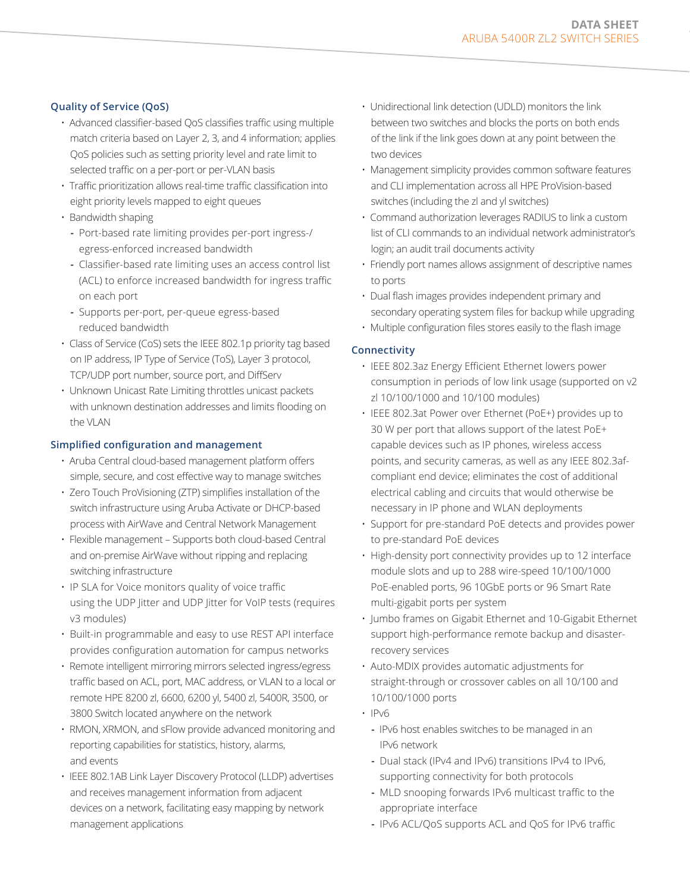### Quality of Service (QoS)

- Advanced classifier-based QoS classifies traffic using multiple match criteria based on Layer 2, 3, and 4 information; applies QoS policies such as setting priority level and rate limit to selected traffic on a per-port or per-VLAN basis
- Traffic prioritization allows real-time traffic classification into eight priority levels mapped to eight queues
- Bandwidth shaping
  - Port-based rate limiting provides per-port ingress-/ egress-enforced increased bandwidth
  - Classifier-based rate limiting uses an access control list (ACL) to enforce increased bandwidth for ingress traffic on each port
  - Supports per-port, per-queue egress-based reduced bandwidth
- Class of Service (CoS) sets the IEEE 802.1p priority tag based on IP address, IP Type of Service (ToS), Layer 3 protocol, TCP/UDP port number, source port, and DiffServ
- Unknown Unicast Rate Limiting throttles unicast packets with unknown destination addresses and limits flooding on the VLAN

### Simplified configuration and management

- Aruba Central cloud-based management platform offers simple, secure, and cost effective way to manage switches
- Zero Touch ProVisioning (ZTP) simplifies installation of the switch infrastructure using Aruba Activate or DHCP-based process with AirWave and Central Network Management
- Flexible management – Supports both cloud-based Central and on-premise AirWave without ripping and replacing switching infrastructure
- IP SLA for Voice monitors quality of voice traffic using the UDP Jitter and UDP Jitter for VoIP tests (requires v3 modules)
- Built-in programmable and easy to use REST API interface provides configuration automation for campus networks
- Remote intelligent mirroring mirrors selected ingress/egress traffic based on ACL, port, MAC address, or VLAN to a local or remote HPE 8200 zl, 6600, 6200 yl, 5400 zl, 5400R, 3500, or 3800 Switch located anywhere on the network
- RMON, XRMON, and sFlow provide advanced monitoring and reporting capabilities for statistics, history, alarms, and events
- IEEE 802.1AB Link Layer Discovery Protocol (LLDP) advertises and receives management information from adjacent devices on a network, facilitating easy mapping by network management applications
- Unidirectional link detection (UDLD) monitors the link between two switches and blocks the ports on both ends of the link if the link goes down at any point between the two devices
- Management simplicity provides common software features and CLI implementation across all HPE ProVision-based switches (including the zl and yl switches)
- Command authorization leverages RADIUS to link a custom list of CLI commands to an individual network administrator's login; an audit trail documents activity
- Friendly port names allows assignment of descriptive names to ports
- Dual flash images provides independent primary and secondary operating system files for backup while upgrading
- Multiple configuration files stores easily to the flash image

### Connectivity

- IEEE 802.3az Energy Efficient Ethernet lowers power consumption in periods of low link usage (supported on v2 zl 10/100/1000 and 10/100 modules)
- IEEE 802.3at Power over Ethernet (PoE+) provides up to 30 W per port that allows support of the latest PoE+ capable devices such as IP phones, wireless access points, and security cameras, as well as any IEEE 802.3af-compliant end device; eliminates the cost of additional electrical cabling and circuits that would otherwise be necessary in IP phone and WLAN deployments
- Support for pre-standard PoE detects and provides power to pre-standard PoE devices
- High-density port connectivity provides up to 12 interface module slots and up to 288 wire-speed 10/100/1000 PoE-enabled ports, 96 10GbE ports or 96 Smart Rate multi-gigabit ports per system
- Jumbo frames on Gigabit Ethernet and 10-Gigabit Ethernet support high-performance remote backup and disaster-recovery services
- Auto-MDIX provides automatic adjustments for straight-through or crossover cables on all 10/100 and 10/100/1000 ports
- IPv6
  - IPv6 host enables switches to be managed in an IPv6 network
  - Dual stack (IPv4 and IPv6) transitions IPv4 to IPv6, supporting connectivity for both protocols
  - MLD snooping forwards IPv6 multicast traffic to the appropriate interface
  - IPv6 ACL/QoS supports ACL and QoS for IPv6 traffic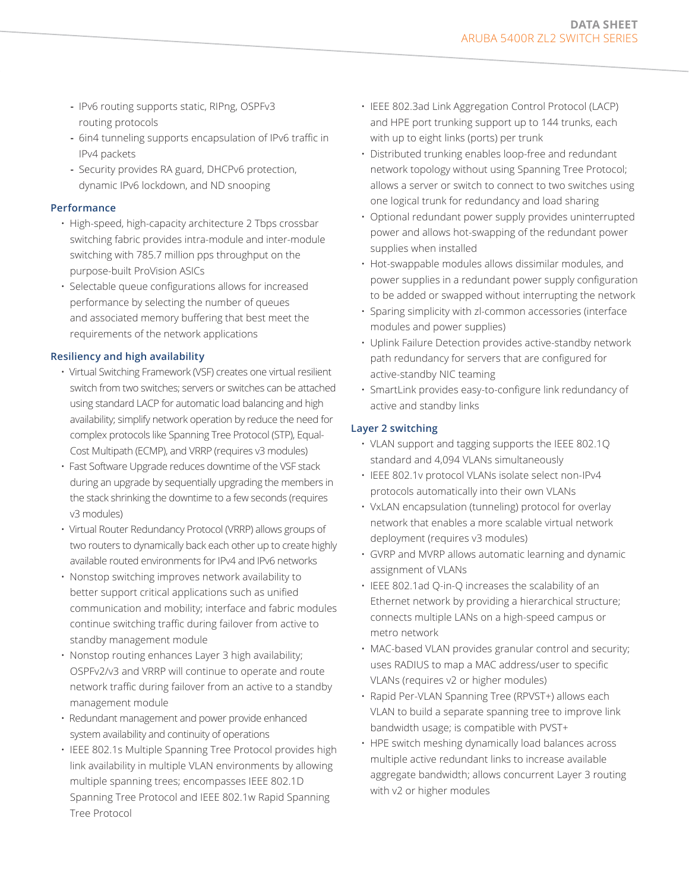- IPv6 routing supports static, RIPng, OSPFv3 routing protocols
- 6in4 tunneling supports encapsulation of IPv6 traffic in IPv4 packets
- Security provides RA guard, DHCPv6 protection, dynamic IPv6 lockdown, and ND snooping

### Performance

- High-speed, high-capacity architecture 2 Tbps crossbar switching fabric provides intra-module and inter-module switching with 785.7 million pps throughput on the purpose-built ProVision ASICs
- Selectable queue configurations allows for increased performance by selecting the number of queues and associated memory buffering that best meet the requirements of the network applications

### Resiliency and high availability

- Virtual Switching Framework (VSF) creates one virtual resilient switch from two switches; servers or switches can be attached using standard LACP for automatic load balancing and high availability; simplify network operation by reduce the need for complex protocols like Spanning Tree Protocol (STP), Equal-Cost Multipath (ECMP), and VRRP (requires v3 modules)
- Fast Software Upgrade reduces downtime of the VSF stack during an upgrade by sequentially upgrading the members in the stack shrinking the downtime to a few seconds (requires v3 modules)
- Virtual Router Redundancy Protocol (VRRP) allows groups of two routers to dynamically back each other up to create highly available routed environments for IPv4 and IPv6 networks
- Nonstop switching improves network availability to better support critical applications such as unified communication and mobility; interface and fabric modules continue switching traffic during failover from active to standby management module
- Nonstop routing enhances Layer 3 high availability; OSPFv2/v3 and VRRP will continue to operate and route network traffic during failover from an active to a standby management module
- Redundant management and power provide enhanced system availability and continuity of operations
- IEEE 802.1s Multiple Spanning Tree Protocol provides high link availability in multiple VLAN environments by allowing multiple spanning trees; encompasses IEEE 802.1D Spanning Tree Protocol and IEEE 802.1w Rapid Spanning Tree Protocol
- IEEE 802.3ad Link Aggregation Control Protocol (LACP) and HPE port trunking support up to 144 trunks, each with up to eight links (ports) per trunk
- Distributed trunking enables loop-free and redundant network topology without using Spanning Tree Protocol; allows a server or switch to connect to two switches using one logical trunk for redundancy and load sharing
- Optional redundant power supply provides uninterrupted power and allows hot-swapping of the redundant power supplies when installed
- Hot-swappable modules allows dissimilar modules, and power supplies in a redundant power supply configuration to be added or swapped without interrupting the network
- Sparing simplicity with zl-common accessories (interface modules and power supplies)
- Uplink Failure Detection provides active-standby network path redundancy for servers that are configured for active-standby NIC teaming
- SmartLink provides easy-to-configure link redundancy of active and standby links

### Layer 2 switching

- VLAN support and tagging supports the IEEE 802.1Q standard and 4,094 VLANs simultaneously
- IEEE 802.1v protocol VLANs isolate select non-IPv4 protocols automatically into their own VLANs
- VxLAN encapsulation (tunneling) protocol for overlay network that enables a more scalable virtual network deployment (requires v3 modules)
- GVRP and MVRP allows automatic learning and dynamic assignment of VLANs
- IEEE 802.1ad Q-in-Q increases the scalability of an Ethernet network by providing a hierarchical structure; connects multiple LANs on a high-speed campus or metro network
- MAC-based VLAN provides granular control and security; uses RADIUS to map a MAC address/user to specific VLANs (requires v2 or higher modules)
- Rapid Per-VLAN Spanning Tree (RPVST+) allows each VLAN to build a separate spanning tree to improve link bandwidth usage; is compatible with PVST+
- HPE switch meshing dynamically load balances across multiple active redundant links to increase available aggregate bandwidth; allows concurrent Layer 3 routing with v2 or higher modules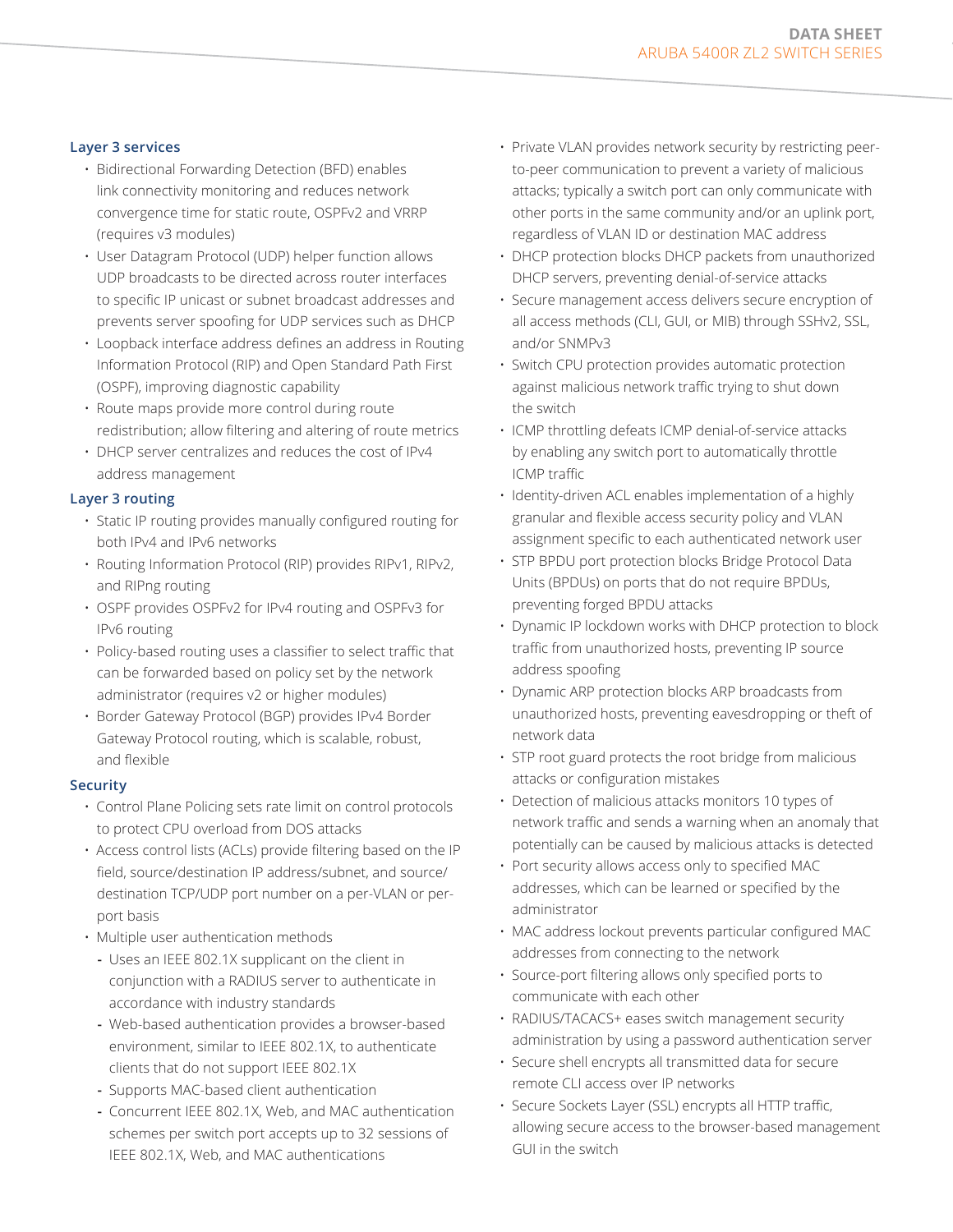### Layer 3 services

- Bidirectional Forwarding Detection (BFD) enables link connectivity monitoring and reduces network convergence time for static route, OSPFv2 and VRRP (requires v3 modules)
- User Datagram Protocol (UDP) helper function allows UDP broadcasts to be directed across router interfaces to specific IP unicast or subnet broadcast addresses and prevents server spoofing for UDP services such as DHCP
- Loopback interface address defines an address in Routing Information Protocol (RIP) and Open Standard Path First (OSPF), improving diagnostic capability
- Route maps provide more control during route redistribution; allow filtering and altering of route metrics
- DHCP server centralizes and reduces the cost of IPv4 address management

### Layer 3 routing

- Static IP routing provides manually configured routing for both IPv4 and IPv6 networks
- Routing Information Protocol (RIP) provides RIPv1, RIPv2, and RIPng routing
- OSPF provides OSPFv2 for IPv4 routing and OSPFv3 for IPv6 routing
- Policy-based routing uses a classifier to select traffic that can be forwarded based on policy set by the network administrator (requires v2 or higher modules)
- Border Gateway Protocol (BGP) provides IPv4 Border Gateway Protocol routing, which is scalable, robust, and flexible

### Security

- Control Plane Policing sets rate limit on control protocols to protect CPU overload from DOS attacks
- Access control lists (ACLs) provide filtering based on the IP field, source/destination IP address/subnet, and source/destination TCP/UDP port number on a per-VLAN or per-port basis
- Multiple user authentication methods
  - Uses an IEEE 802.1X supplicant on the client in conjunction with a RADIUS server to authenticate in accordance with industry standards
  - Web-based authentication provides a browser-based environment, similar to IEEE 802.1X, to authenticate clients that do not support IEEE 802.1X
  - Supports MAC-based client authentication
  - Concurrent IEEE 802.1X, Web, and MAC authentication schemes per switch port accepts up to 32 sessions of IEEE 802.1X, Web, and MAC authentications
- Private VLAN provides network security by restricting peer-to-peer communication to prevent a variety of malicious attacks; typically a switch port can only communicate with other ports in the same community and/or an uplink port, regardless of VLAN ID or destination MAC address
- DHCP protection blocks DHCP packets from unauthorized DHCP servers, preventing denial-of-service attacks
- Secure management access delivers secure encryption of all access methods (CLI, GUI, or MIB) through SSHv2, SSL, and/or SNMPv3
- Switch CPU protection provides automatic protection against malicious network traffic trying to shut down the switch
- ICMP throttling defeats ICMP denial-of-service attacks by enabling any switch port to automatically throttle ICMP traffic
- Identity-driven ACL enables implementation of a highly granular and flexible access security policy and VLAN assignment specific to each authenticated network user
- STP BPDU port protection blocks Bridge Protocol Data Units (BPDUs) on ports that do not require BPDUs, preventing forged BPDU attacks
- Dynamic IP lockdown works with DHCP protection to block traffic from unauthorized hosts, preventing IP source address spoofing
- Dynamic ARP protection blocks ARP broadcasts from unauthorized hosts, preventing eavesdropping or theft of network data
- STP root guard protects the root bridge from malicious attacks or configuration mistakes
- Detection of malicious attacks monitors 10 types of network traffic and sends a warning when an anomaly that potentially can be caused by malicious attacks is detected
- Port security allows access only to specified MAC addresses, which can be learned or specified by the administrator
- MAC address lockout prevents particular configured MAC addresses from connecting to the network
- Source-port filtering allows only specified ports to communicate with each other
- RADIUS/TACACS+ eases switch management security administration by using a password authentication server
- Secure shell encrypts all transmitted data for secure remote CLI access over IP networks
- Secure Sockets Layer (SSL) encrypts all HTTP traffic, allowing secure access to the browser-based management GUI in the switch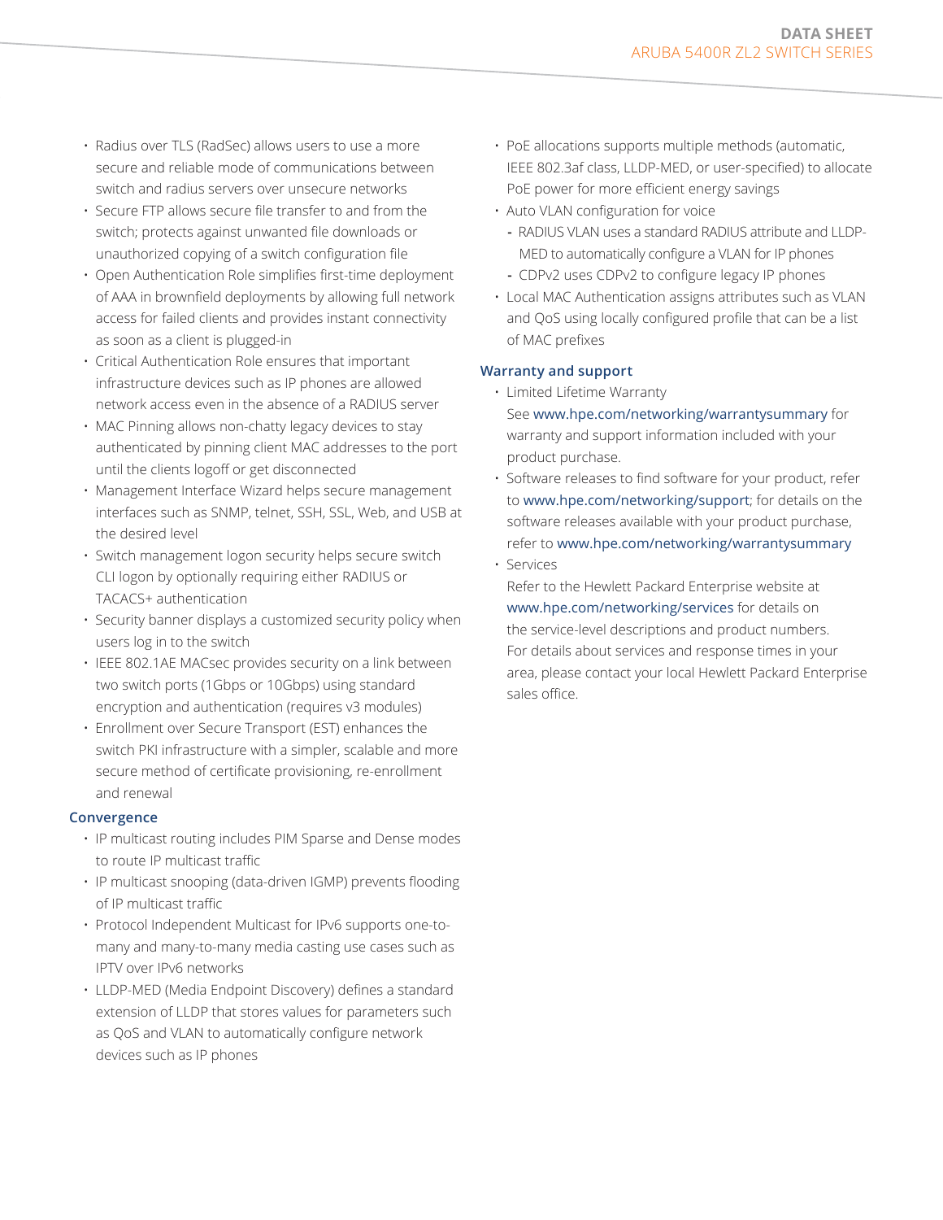- Radius over TLS (RadSec) allows users to use a more secure and reliable mode of communications between switch and radius servers over unsecure networks
- Secure FTP allows secure file transfer to and from the switch; protects against unwanted file downloads or unauthorized copying of a switch configuration file
- Open Authentication Role simplifies first-time deployment of AAA in brownfield deployments by allowing full network access for failed clients and provides instant connectivity as soon as a client is plugged-in
- Critical Authentication Role ensures that important infrastructure devices such as IP phones are allowed network access even in the absence of a RADIUS server
- MAC Pinning allows non-chatty legacy devices to stay authenticated by pinning client MAC addresses to the port until the clients logoff or get disconnected
- Management Interface Wizard helps secure management interfaces such as SNMP, telnet, SSH, SSL, Web, and USB at the desired level
- Switch management logon security helps secure switch CLI logon by optionally requiring either RADIUS or TACACS+ authentication
- Security banner displays a customized security policy when users log in to the switch
- IEEE 802.1AE MACsec provides security on a link between two switch ports (1Gbps or 10Gbps) using standard encryption and authentication (requires v3 modules)
- Enrollment over Secure Transport (EST) enhances the switch PKI infrastructure with a simpler, scalable and more secure method of certificate provisioning, re-enrollment and renewal

### Convergence

- IP multicast routing includes PIM Sparse and Dense modes to route IP multicast traffic
- IP multicast snooping (data-driven IGMP) prevents flooding of IP multicast traffic
- Protocol Independent Multicast for IPv6 supports one-to-many and many-to-many media casting use cases such as IPTV over IPv6 networks
- LLDP-MED (Media Endpoint Discovery) defines a standard extension of LLDP that stores values for parameters such as QoS and VLAN to automatically configure network devices such as IP phones
- PoE allocations supports multiple methods (automatic, IEEE 802.3af class, LLDP-MED, or user-specified) to allocate PoE power for more efficient energy savings
- Auto VLAN configuration for voice
  - RADIUS VLAN uses a standard RADIUS attribute and LLDP-MED to automatically configure a VLAN for IP phones
  - CDPv2 uses CDPv2 to configure legacy IP phones
- Local MAC Authentication assigns attributes such as VLAN and QoS using locally configured profile that can be a list of MAC prefixes

### Warranty and support

- Limited Lifetime Warranty
  See www.hpe.com/networking/warrantysummary for warranty and support information included with your product purchase.
- Software releases to find software for your product, refer to www.hpe.com/networking/support; for details on the software releases available with your product purchase, refer to www.hpe.com/networking/warrantysummary
- Services
  Refer to the Hewlett Packard Enterprise website at www.hpe.com/networking/services for details on the service-level descriptions and product numbers. For details about services and response times in your area, please contact your local Hewlett Packard Enterprise sales office.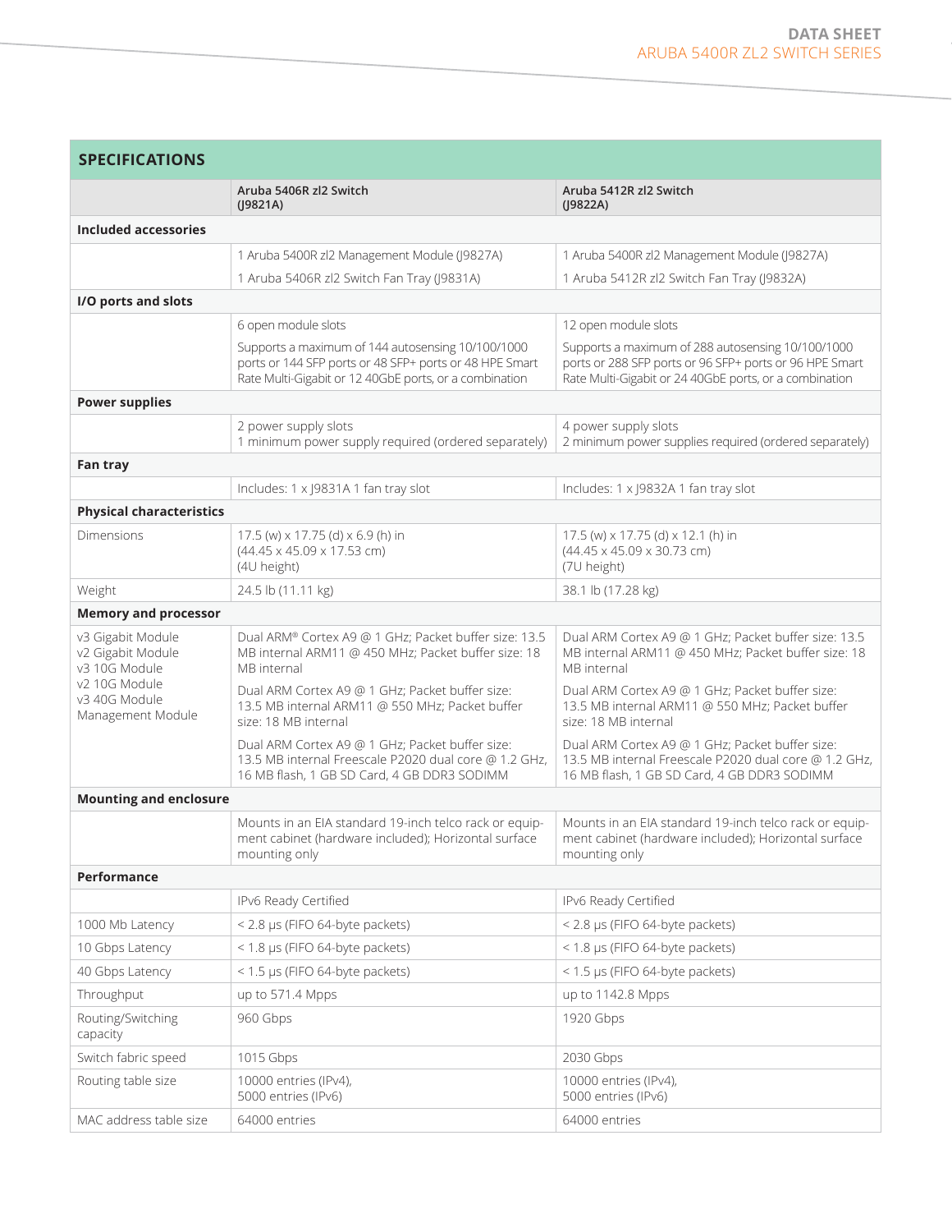## SPECIFICATIONS

| | Aruba 5406R zl2 Switch (J9821A) | Aruba 5412R zl2 Switch (J9822A) |
|---|---|---|
| **Included accessories** | | |
| | 1 Aruba 5400R zl2 Management Module (J9827A)<br>1 Aruba 5406R zl2 Switch Fan Tray (J9831A) | 1 Aruba 5400R zl2 Management Module (J9827A)<br>1 Aruba 5412R zl2 Switch Fan Tray (J9832A) |
| **I/O ports and slots** | | |
| | 6 open module slots<br>Supports a maximum of 144 autosensing 10/100/1000 ports or 144 SFP ports or 48 SFP+ ports or 48 HPE Smart Rate Multi-Gigabit or 12 40GbE ports, or a combination | 12 open module slots<br>Supports a maximum of 288 autosensing 10/100/1000 ports or 288 SFP ports or 96 SFP+ ports or 96 HPE Smart Rate Multi-Gigabit or 24 40GbE ports, or a combination |
| **Power supplies** | | |
| | 2 power supply slots<br>1 minimum power supply required (ordered separately) | 4 power supply slots<br>2 minimum power supplies required (ordered separately) |
| **Fan tray** | | |
| | Includes: 1 x J9831A 1 fan tray slot | Includes: 1 x J9832A 1 fan tray slot |
| **Physical characteristics** | | |
| Dimensions | 17.5 (w) x 17.75 (d) x 6.9 (h) in<br>(44.45 x 45.09 x 17.53 cm)<br>(4U height) | 17.5 (w) x 17.75 (d) x 12.1 (h) in<br>(44.45 x 45.09 x 30.73 cm)<br>(7U height) |
| Weight | 24.5 lb (11.11 kg) | 38.1 lb (17.28 kg) |
| **Memory and processor** | | |
| v3 Gigabit Module<br>v2 Gigabit Module<br>v3 10G Module<br>v2 10G Module<br>v3 40G Module<br>Management Module | Dual ARM® Cortex A9 @ 1 GHz; Packet buffer size: 13.5 MB internal ARM11 @ 450 MHz; Packet buffer size: 18 MB internal<br>Dual ARM Cortex A9 @ 1 GHz; Packet buffer size: 13.5 MB internal ARM11 @ 550 MHz; Packet buffer size: 18 MB internal<br>Dual ARM Cortex A9 @ 1 GHz; Packet buffer size: 13.5 MB internal Freescale P2020 dual core @ 1.2 GHz, 16 MB flash, 1 GB SD Card, 4 GB DDR3 SODIMM | Dual ARM Cortex A9 @ 1 GHz; Packet buffer size: 13.5 MB internal ARM11 @ 450 MHz; Packet buffer size: 18 MB internal<br>Dual ARM Cortex A9 @ 1 GHz; Packet buffer size: 13.5 MB internal ARM11 @ 550 MHz; Packet buffer size: 18 MB internal<br>Dual ARM Cortex A9 @ 1 GHz; Packet buffer size: 13.5 MB internal Freescale P2020 dual core @ 1.2 GHz, 16 MB flash, 1 GB SD Card, 4 GB DDR3 SODIMM |
| **Mounting and enclosure** | | |
| | Mounts in an EIA standard 19-inch telco rack or equipment cabinet (hardware included); Horizontal surface mounting only | Mounts in an EIA standard 19-inch telco rack or equipment cabinet (hardware included); Horizontal surface mounting only |
| **Performance** | | |
| | IPv6 Ready Certified | IPv6 Ready Certified |
| 1000 Mb Latency | < 2.8 µs (FIFO 64-byte packets) | < 2.8 µs (FIFO 64-byte packets) |
| 10 Gbps Latency | < 1.8 µs (FIFO 64-byte packets) | < 1.8 µs (FIFO 64-byte packets) |
| 40 Gbps Latency | < 1.5 µs (FIFO 64-byte packets) | < 1.5 µs (FIFO 64-byte packets) |
| Throughput | up to 571.4 Mpps | up to 1142.8 Mpps |
| Routing/Switching capacity | 960 Gbps | 1920 Gbps |
| Switch fabric speed | 1015 Gbps | 2030 Gbps |
| Routing table size | 10000 entries (IPv4),<br>5000 entries (IPv6) | 10000 entries (IPv4),<br>5000 entries (IPv6) |
| MAC address table size | 64000 entries | 64000 entries |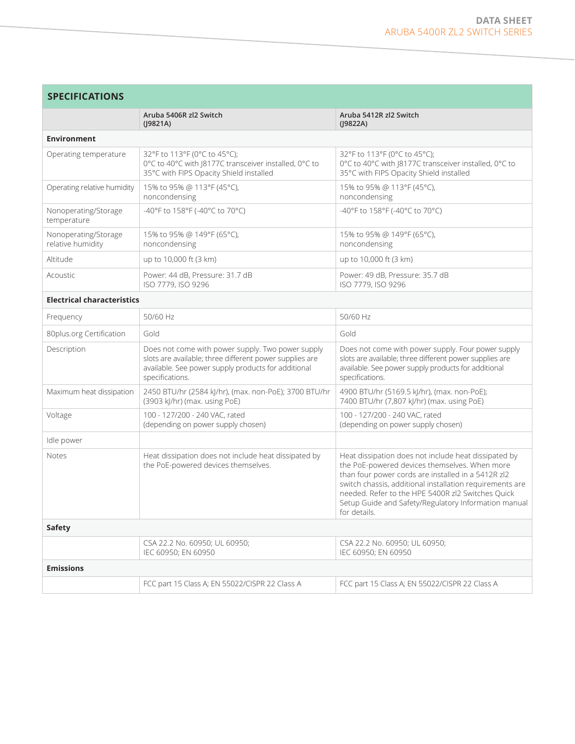## SPECIFICATIONS

| | Aruba 5406R zl2 Switch (J9821A) | Aruba 5412R zl2 Switch (J9822A) |
|---|---|---|
| **Environment** | | |
| Operating temperature | 32°F to 113°F (0°C to 45°C); 0°C to 40°C with J8177C transceiver installed, 0°C to 35°C with FIPS Opacity Shield installed | 32°F to 113°F (0°C to 45°C); 0°C to 40°C with J8177C transceiver installed, 0°C to 35°C with FIPS Opacity Shield installed |
| Operating relative humidity | 15% to 95% @ 113°F (45°C), noncondensing | 15% to 95% @ 113°F (45°C), noncondensing |
| Nonoperating/Storage temperature | -40°F to 158°F (-40°C to 70°C) | -40°F to 158°F (-40°C to 70°C) |
| Nonoperating/Storage relative humidity | 15% to 95% @ 149°F (65°C), noncondensing | 15% to 95% @ 149°F (65°C), noncondensing |
| Altitude | up to 10,000 ft (3 km) | up to 10,000 ft (3 km) |
| Acoustic | Power: 44 dB, Pressure: 31.7 dB ISO 7779, ISO 9296 | Power: 49 dB, Pressure: 35.7 dB ISO 7779, ISO 9296 |
| **Electrical characteristics** | | |
| Frequency | 50/60 Hz | 50/60 Hz |
| 80plus.org Certification | Gold | Gold |
| Description | Does not come with power supply. Two power supply slots are available; three different power supplies are available. See power supply products for additional specifications. | Does not come with power supply. Four power supply slots are available; three different power supplies are available. See power supply products for additional specifications. |
| Maximum heat dissipation | 2450 BTU/hr (2584 kJ/hr), (max. non-PoE); 3700 BTU/hr (3903 kJ/hr) (max. using PoE) | 4900 BTU/hr (5169.5 kJ/hr), (max. non-PoE); 7400 BTU/hr (7,807 kJ/hr) (max. using PoE) |
| Voltage | 100 - 127/200 - 240 VAC, rated (depending on power supply chosen) | 100 - 127/200 - 240 VAC, rated (depending on power supply chosen) |
| Idle power | | |
| Notes | Heat dissipation does not include heat dissipated by the PoE-powered devices themselves. | Heat dissipation does not include heat dissipated by the PoE-powered devices themselves. When more than four power cords are installed in a 5412R zl2 switch chassis, additional installation requirements are needed. Refer to the HPE 5400R zl2 Switches Quick Setup Guide and Safety/Regulatory Information manual for details. |
| **Safety** | | |
| | CSA 22.2 No. 60950; UL 60950; IEC 60950; EN 60950 | CSA 22.2 No. 60950; UL 60950; IEC 60950; EN 60950 |
| **Emissions** | | |
| | FCC part 15 Class A; EN 55022/CISPR 22 Class A | FCC part 15 Class A; EN 55022/CISPR 22 Class A |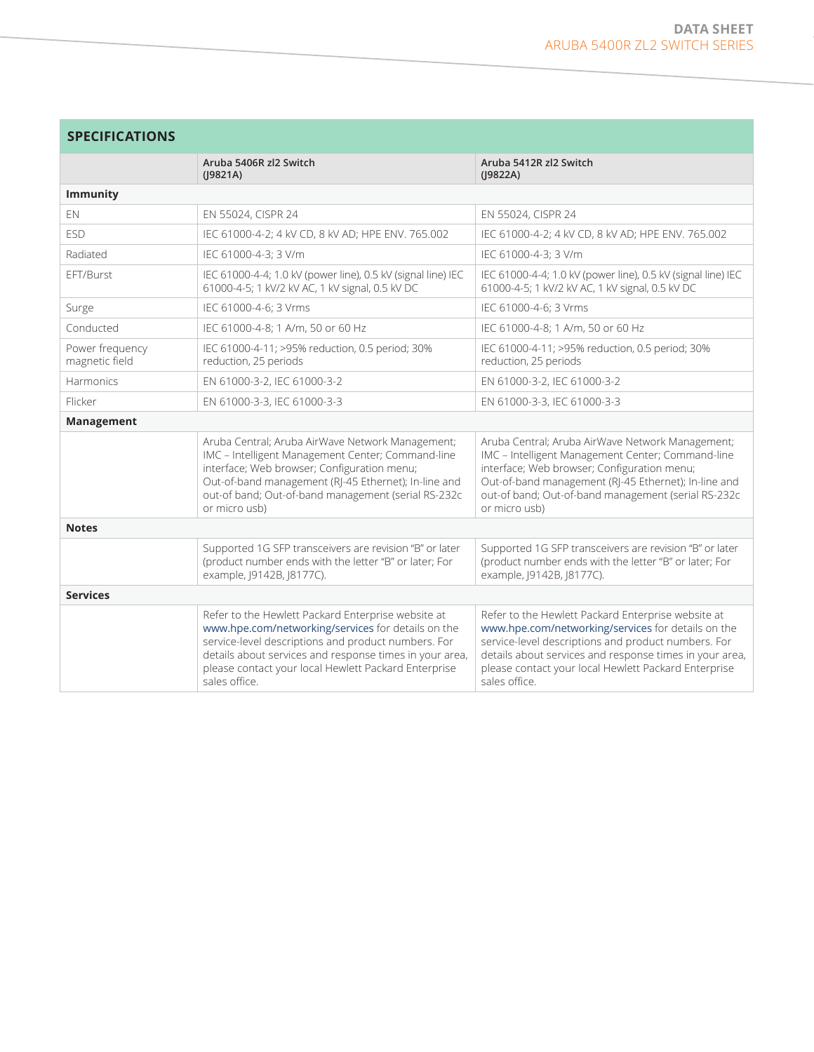## SPECIFICATIONS

| | Aruba 5406R zl2 Switch (J9821A) | Aruba 5412R zl2 Switch (J9822A) |
|---|---|---|
| **Immunity** | | |
| EN | EN 55024, CISPR 24 | EN 55024, CISPR 24 |
| ESD | IEC 61000-4-2; 4 kV CD, 8 kV AD; HPE ENV. 765.002 | IEC 61000-4-2; 4 kV CD, 8 kV AD; HPE ENV. 765.002 |
| Radiated | IEC 61000-4-3; 3 V/m | IEC 61000-4-3; 3 V/m |
| EFT/Burst | IEC 61000-4-4; 1.0 kV (power line), 0.5 kV (signal line) IEC 61000-4-5; 1 kV/2 kV AC, 1 kV signal, 0.5 kV DC | IEC 61000-4-4; 1.0 kV (power line), 0.5 kV (signal line) IEC 61000-4-5; 1 kV/2 kV AC, 1 kV signal, 0.5 kV DC |
| Surge | IEC 61000-4-6; 3 Vrms | IEC 61000-4-6; 3 Vrms |
| Conducted | IEC 61000-4-8; 1 A/m, 50 or 60 Hz | IEC 61000-4-8; 1 A/m, 50 or 60 Hz |
| Power frequency magnetic field | IEC 61000-4-11; >95% reduction, 0.5 period; 30% reduction, 25 periods | IEC 61000-4-11; >95% reduction, 0.5 period; 30% reduction, 25 periods |
| Harmonics | EN 61000-3-2, IEC 61000-3-2 | EN 61000-3-2, IEC 61000-3-2 |
| Flicker | EN 61000-3-3, IEC 61000-3-3 | EN 61000-3-3, IEC 61000-3-3 |
| **Management** | | |
| | Aruba Central; Aruba AirWave Network Management; IMC – Intelligent Management Center; Command-line interface; Web browser; Configuration menu; Out-of-band management (RJ-45 Ethernet); In-line and out-of band; Out-of-band management (serial RS-232c or micro usb) | Aruba Central; Aruba AirWave Network Management; IMC – Intelligent Management Center; Command-line interface; Web browser; Configuration menu; Out-of-band management (RJ-45 Ethernet); In-line and out-of band; Out-of-band management (serial RS-232c or micro usb) |
| **Notes** | | |
| | Supported 1G SFP transceivers are revision "B" or later (product number ends with the letter "B" or later; For example, J9142B, J8177C). | Supported 1G SFP transceivers are revision "B" or later (product number ends with the letter "B" or later; For example, J9142B, J8177C). |
| **Services** | | |
| | Refer to the Hewlett Packard Enterprise website at www.hpe.com/networking/services for details on the service-level descriptions and product numbers. For details about services and response times in your area, please contact your local Hewlett Packard Enterprise sales office. | Refer to the Hewlett Packard Enterprise website at www.hpe.com/networking/services for details on the service-level descriptions and product numbers. For details about services and response times in your area, please contact your local Hewlett Packard Enterprise sales office. |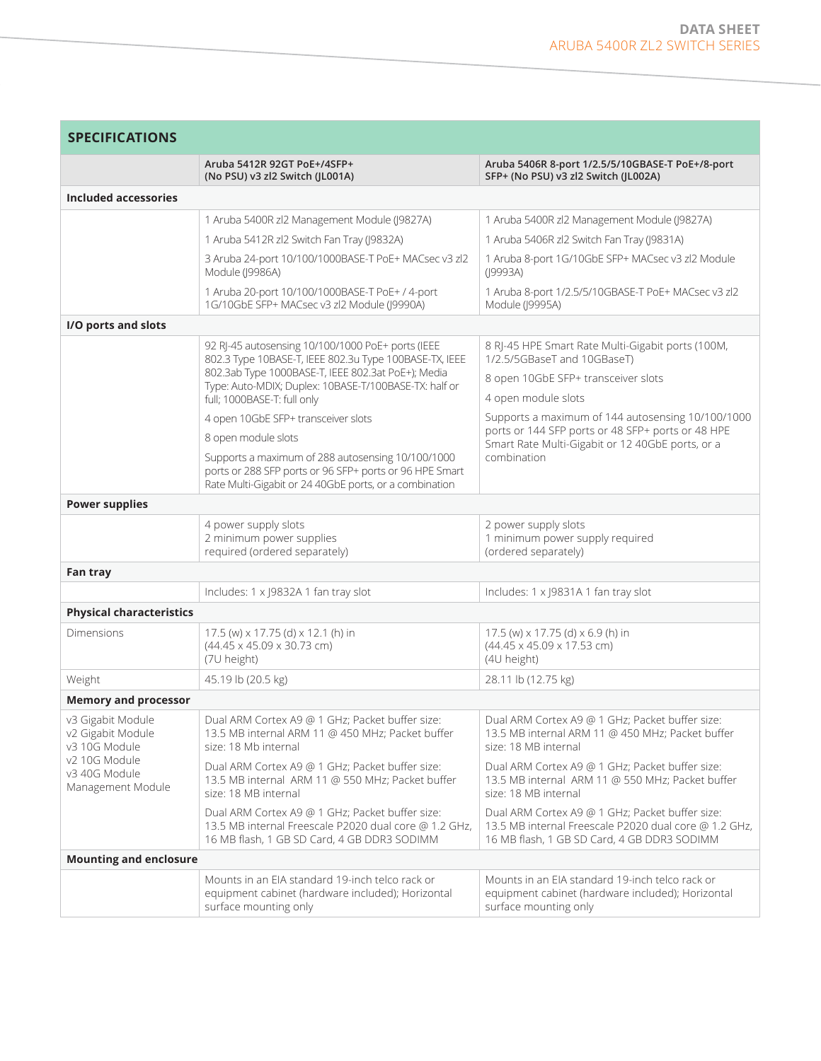## SPECIFICATIONS

| | Aruba 5412R 92GT PoE+/4SFP+ (No PSU) v3 zl2 Switch (JL001A) | Aruba 5406R 8-port 1/2.5/5/10GBASE-T PoE+/8-port SFP+ (No PSU) v3 zl2 Switch (JL002A) |
|---|---|---|
| **Included accessories** | | |
| | 1 Aruba 5400R zl2 Management Module (J9827A) | 1 Aruba 5400R zl2 Management Module (J9827A) |
| | 1 Aruba 5412R zl2 Switch Fan Tray (J9832A) | 1 Aruba 5406R zl2 Switch Fan Tray (J9831A) |
| | 3 Aruba 24-port 10/100/1000BASE-T PoE+ MACsec v3 zl2 Module (J9986A) | 1 Aruba 8-port 1G/10GbE SFP+ MACsec v3 zl2 Module (J9993A) |
| | 1 Aruba 20-port 10/100/1000BASE-T PoE+ / 4-port 1G/10GbE SFP+ MACsec v3 zl2 Module (J9990A) | 1 Aruba 8-port 1/2.5/5/10GBASE-T PoE+ MACsec v3 zl2 Module (J9995A) |
| **I/O ports and slots** | | |
| | 92 RJ-45 autosensing 10/100/1000 PoE+ ports (IEEE 802.3 Type 10BASE-T, IEEE 802.3u Type 100BASE-TX, IEEE 802.3ab Type 1000BASE-T, IEEE 802.3at PoE+); Media Type: Auto-MDIX; Duplex: 10BASE-T/100BASE-TX: half or full; 1000BASE-T: full only | 8 RJ-45 HPE Smart Rate Multi-Gigabit ports (100M, 1/2.5/5GBaseT and 10GBaseT) |
| | 4 open 10GbE SFP+ transceiver slots | 8 open 10GbE SFP+ transceiver slots |
| | 8 open module slots | 4 open module slots |
| | Supports a maximum of 288 autosensing 10/100/1000 ports or 288 SFP ports or 96 SFP+ ports or 96 HPE Smart Rate Multi-Gigabit or 24 40GbE ports, or a combination | Supports a maximum of 144 autosensing 10/100/1000 ports or 144 SFP ports or 48 SFP+ ports or 48 HPE Smart Rate Multi-Gigabit or 12 40GbE ports, or a combination |
| **Power supplies** | | |
| | 4 power supply slots<br>2 minimum power supplies required (ordered separately) | 2 power supply slots<br>1 minimum power supply required (ordered separately) |
| **Fan tray** | | |
| | Includes: 1 x J9832A 1 fan tray slot | Includes: 1 x J9831A 1 fan tray slot |
| **Physical characteristics** | | |
| Dimensions | 17.5 (w) x 17.75 (d) x 12.1 (h) in<br>(44.45 x 45.09 x 30.73 cm)<br>(7U height) | 17.5 (w) x 17.75 (d) x 6.9 (h) in<br>(44.45 x 45.09 x 17.53 cm)<br>(4U height) |
| Weight | 45.19 lb (20.5 kg) | 28.11 lb (12.75 kg) |
| **Memory and processor** | | |
| v3 Gigabit Module<br>v2 Gigabit Module<br>v3 10G Module<br>v2 10G Module<br>v3 40G Module<br>Management Module | Dual ARM Cortex A9 @ 1 GHz; Packet buffer size: 13.5 MB internal ARM 11 @ 450 MHz; Packet buffer size: 18 Mb internal | Dual ARM Cortex A9 @ 1 GHz; Packet buffer size: 13.5 MB internal ARM 11 @ 450 MHz; Packet buffer size: 18 MB internal |
| | Dual ARM Cortex A9 @ 1 GHz; Packet buffer size: 13.5 MB internal ARM 11 @ 550 MHz; Packet buffer size: 18 MB internal | Dual ARM Cortex A9 @ 1 GHz; Packet buffer size: 13.5 MB internal ARM 11 @ 550 MHz; Packet buffer size: 18 MB internal |
| | Dual ARM Cortex A9 @ 1 GHz; Packet buffer size: 13.5 MB internal Freescale P2020 dual core @ 1.2 GHz, 16 MB flash, 1 GB SD Card, 4 GB DDR3 SODIMM | Dual ARM Cortex A9 @ 1 GHz; Packet buffer size: 13.5 MB internal Freescale P2020 dual core @ 1.2 GHz, 16 MB flash, 1 GB SD Card, 4 GB DDR3 SODIMM |
| **Mounting and enclosure** | | |
| | Mounts in an EIA standard 19-inch telco rack or equipment cabinet (hardware included); Horizontal surface mounting only | Mounts in an EIA standard 19-inch telco rack or equipment cabinet (hardware included); Horizontal surface mounting only |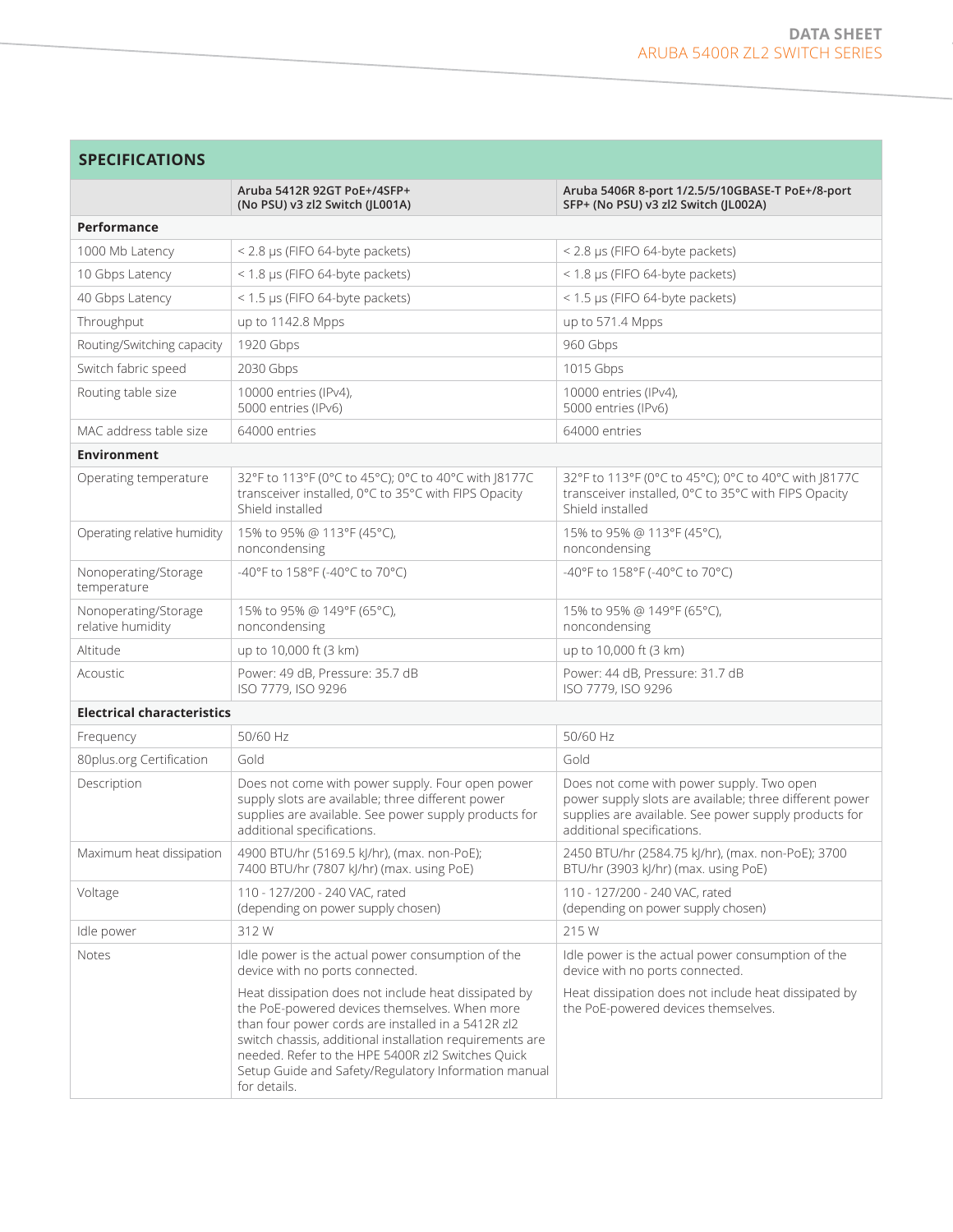## SPECIFICATIONS

| | Aruba 5412R 92GT PoE+/4SFP+ (No PSU) v3 zl2 Switch (JL001A) | Aruba 5406R 8-port 1/2.5/5/10GBASE-T PoE+/8-port SFP+ (No PSU) v3 zl2 Switch (JL002A) |
|---|---|---|
| **Performance** | | |
| 1000 Mb Latency | < 2.8 µs (FIFO 64-byte packets) | < 2.8 µs (FIFO 64-byte packets) |
| 10 Gbps Latency | < 1.8 µs (FIFO 64-byte packets) | < 1.8 µs (FIFO 64-byte packets) |
| 40 Gbps Latency | < 1.5 µs (FIFO 64-byte packets) | < 1.5 µs (FIFO 64-byte packets) |
| Throughput | up to 1142.8 Mpps | up to 571.4 Mpps |
| Routing/Switching capacity | 1920 Gbps | 960 Gbps |
| Switch fabric speed | 2030 Gbps | 1015 Gbps |
| Routing table size | 10000 entries (IPv4), 5000 entries (IPv6) | 10000 entries (IPv4), 5000 entries (IPv6) |
| MAC address table size | 64000 entries | 64000 entries |
| **Environment** | | |
| Operating temperature | 32°F to 113°F (0°C to 45°C); 0°C to 40°C with J8177C transceiver installed, 0°C to 35°C with FIPS Opacity Shield installed | 32°F to 113°F (0°C to 45°C); 0°C to 40°C with J8177C transceiver installed, 0°C to 35°C with FIPS Opacity Shield installed |
| Operating relative humidity | 15% to 95% @ 113°F (45°C), noncondensing | 15% to 95% @ 113°F (45°C), noncondensing |
| Nonoperating/Storage temperature | -40°F to 158°F (-40°C to 70°C) | -40°F to 158°F (-40°C to 70°C) |
| Nonoperating/Storage relative humidity | 15% to 95% @ 149°F (65°C), noncondensing | 15% to 95% @ 149°F (65°C), noncondensing |
| Altitude | up to 10,000 ft (3 km) | up to 10,000 ft (3 km) |
| Acoustic | Power: 49 dB, Pressure: 35.7 dB ISO 7779, ISO 9296 | Power: 44 dB, Pressure: 31.7 dB ISO 7779, ISO 9296 |
| **Electrical characteristics** | | |
| Frequency | 50/60 Hz | 50/60 Hz |
| 80plus.org Certification | Gold | Gold |
| Description | Does not come with power supply. Four open power supply slots are available; three different power supplies are available. See power supply products for additional specifications. | Does not come with power supply. Two open power supply slots are available; three different power supplies are available. See power supply products for additional specifications. |
| Maximum heat dissipation | 4900 BTU/hr (5169.5 kJ/hr), (max. non-PoE); 7400 BTU/hr (7807 kJ/hr) (max. using PoE) | 2450 BTU/hr (2584.75 kJ/hr), (max. non-PoE); 3700 BTU/hr (3903 kJ/hr) (max. using PoE) |
| Voltage | 110 - 127/200 - 240 VAC, rated (depending on power supply chosen) | 110 - 127/200 - 240 VAC, rated (depending on power supply chosen) |
| Idle power | 312 W | 215 W |
| Notes | Idle power is the actual power consumption of the device with no ports connected. Heat dissipation does not include heat dissipated by the PoE-powered devices themselves. When more than four power cords are installed in a 5412R zl2 switch chassis, additional installation requirements are needed. Refer to the HPE 5400R zl2 Switches Quick Setup Guide and Safety/Regulatory Information manual for details. | Idle power is the actual power consumption of the device with no ports connected. Heat dissipation does not include heat dissipated by the PoE-powered devices themselves. |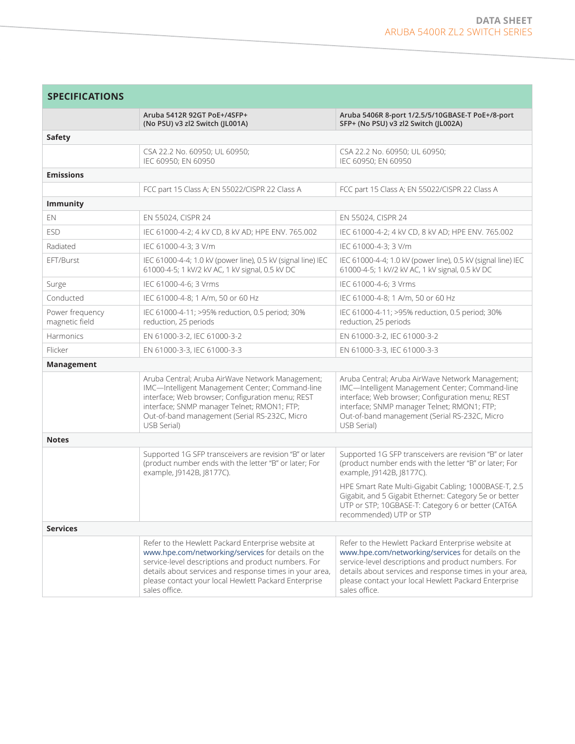## SPECIFICATIONS

| | Aruba 5412R 92GT PoE+/4SFP+ (No PSU) v3 zl2 Switch (JL001A) | Aruba 5406R 8-port 1/2.5/5/10GBASE-T PoE+/8-port SFP+ (No PSU) v3 zl2 Switch (JL002A) |
|---|---|---|
| **Safety** | | |
| | CSA 22.2 No. 60950; UL 60950; IEC 60950; EN 60950 | CSA 22.2 No. 60950; UL 60950; IEC 60950; EN 60950 |
| **Emissions** | | |
| | FCC part 15 Class A; EN 55022/CISPR 22 Class A | FCC part 15 Class A; EN 55022/CISPR 22 Class A |
| **Immunity** | | |
| EN | EN 55024, CISPR 24 | EN 55024, CISPR 24 |
| ESD | IEC 61000-4-2; 4 kV CD, 8 kV AD; HPE ENV. 765.002 | IEC 61000-4-2; 4 kV CD, 8 kV AD; HPE ENV. 765.002 |
| Radiated | IEC 61000-4-3; 3 V/m | IEC 61000-4-3; 3 V/m |
| EFT/Burst | IEC 61000-4-4; 1.0 kV (power line), 0.5 kV (signal line) IEC 61000-4-5; 1 kV/2 kV AC, 1 kV signal, 0.5 kV DC | IEC 61000-4-4; 1.0 kV (power line), 0.5 kV (signal line) IEC 61000-4-5; 1 kV/2 kV AC, 1 kV signal, 0.5 kV DC |
| Surge | IEC 61000-4-6; 3 Vrms | IEC 61000-4-6; 3 Vrms |
| Conducted | IEC 61000-4-8; 1 A/m, 50 or 60 Hz | IEC 61000-4-8; 1 A/m, 50 or 60 Hz |
| Power frequency magnetic field | IEC 61000-4-11; >95% reduction, 0.5 period; 30% reduction, 25 periods | IEC 61000-4-11; >95% reduction, 0.5 period; 30% reduction, 25 periods |
| Harmonics | EN 61000-3-2, IEC 61000-3-2 | EN 61000-3-2, IEC 61000-3-2 |
| Flicker | EN 61000-3-3, IEC 61000-3-3 | EN 61000-3-3, IEC 61000-3-3 |
| **Management** | | |
| | Aruba Central; Aruba AirWave Network Management; IMC—Intelligent Management Center; Command-line interface; Web browser; Configuration menu; REST interface; SNMP manager Telnet; RMON1; FTP; Out-of-band management (Serial RS-232C, Micro USB Serial) | Aruba Central; Aruba AirWave Network Management; IMC—Intelligent Management Center; Command-line interface; Web browser; Configuration menu; REST interface; SNMP manager Telnet; RMON1; FTP; Out-of-band management (Serial RS-232C, Micro USB Serial) |
| **Notes** | | |
| | Supported 1G SFP transceivers are revision "B" or later (product number ends with the letter "B" or later; For example, J9142B, J8177C). | Supported 1G SFP transceivers are revision "B" or later (product number ends with the letter "B" or later; For example, J9142B, J8177C). HPE Smart Rate Multi-Gigabit Cabling; 1000BASE-T, 2.5 Gigabit, and 5 Gigabit Ethernet: Category 5e or better UTP or STP; 10GBASE-T: Category 6 or better (CAT6A recommended) UTP or STP |
| **Services** | | |
| | Refer to the Hewlett Packard Enterprise website at www.hpe.com/networking/services for details on the service-level descriptions and product numbers. For details about services and response times in your area, please contact your local Hewlett Packard Enterprise sales office. | Refer to the Hewlett Packard Enterprise website at www.hpe.com/networking/services for details on the service-level descriptions and product numbers. For details about services and response times in your area, please contact your local Hewlett Packard Enterprise sales office. |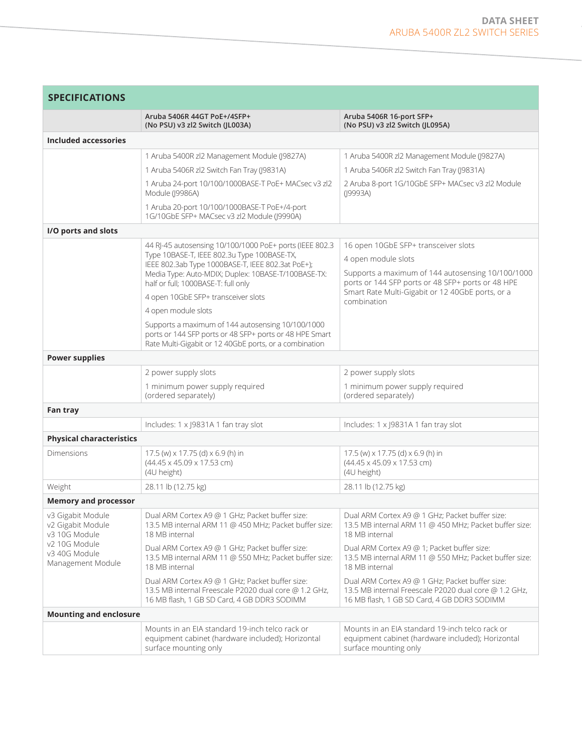## SPECIFICATIONS

| | Aruba 5406R 44GT PoE+/4SFP+ (No PSU) v3 zl2 Switch (JL003A) | Aruba 5406R 16-port SFP+ (No PSU) v3 zl2 Switch (JL095A) |
|---|---|---|
| **Included accessories** | | |
| | 1 Aruba 5400R zl2 Management Module (J9827A)<br>1 Aruba 5406R zl2 Switch Fan Tray (J9831A)<br>1 Aruba 24-port 10/100/1000BASE-T PoE+ MACsec v3 zl2 Module (J9986A)<br>1 Aruba 20-port 10/100/1000BASE-T PoE+/4-port 1G/10GbE SFP+ MACsec v3 zl2 Module (J9990A) | 1 Aruba 5400R zl2 Management Module (J9827A)<br>1 Aruba 5406R zl2 Switch Fan Tray (J9831A)<br>2 Aruba 8-port 1G/10GbE SFP+ MACsec v3 zl2 Module (J9993A) |
| **I/O ports and slots** | | |
| | 44 RJ-45 autosensing 10/100/1000 PoE+ ports (IEEE 802.3 Type 10BASE-T, IEEE 802.3u Type 100BASE-TX, IEEE 802.3ab Type 1000BASE-T, IEEE 802.3at PoE+); Media Type: Auto-MDIX; Duplex: 10BASE-T/100BASE-TX: half or full; 1000BASE-T: full only<br>4 open 10GbE SFP+ transceiver slots<br>4 open module slots<br>Supports a maximum of 144 autosensing 10/100/1000 ports or 144 SFP ports or 48 SFP+ ports or 48 HPE Smart Rate Multi-Gigabit or 12 40GbE ports, or a combination | 16 open 10GbE SFP+ transceiver slots<br>4 open module slots<br>Supports a maximum of 144 autosensing 10/100/1000 ports or 144 SFP ports or 48 SFP+ ports or 48 HPE Smart Rate Multi-Gigabit or 12 40GbE ports, or a combination |
| **Power supplies** | | |
| | 2 power supply slots<br>1 minimum power supply required (ordered separately) | 2 power supply slots<br>1 minimum power supply required (ordered separately) |
| **Fan tray** | | |
| | Includes: 1 x J9831A 1 fan tray slot | Includes: 1 x J9831A 1 fan tray slot |
| **Physical characteristics** | | |
| Dimensions | 17.5 (w) x 17.75 (d) x 6.9 (h) in (44.45 x 45.09 x 17.53 cm) (4U height) | 17.5 (w) x 17.75 (d) x 6.9 (h) in (44.45 x 45.09 x 17.53 cm) (4U height) |
| Weight | 28.11 lb (12.75 kg) | 28.11 lb (12.75 kg) |
| **Memory and processor** | | |
| v3 Gigabit Module<br>v2 Gigabit Module<br>v3 10G Module<br>v2 10G Module<br>v3 40G Module<br>Management Module | Dual ARM Cortex A9 @ 1 GHz; Packet buffer size: 13.5 MB internal ARM 11 @ 450 MHz; Packet buffer size: 18 MB internal<br>Dual ARM Cortex A9 @ 1 GHz; Packet buffer size: 13.5 MB internal ARM 11 @ 550 MHz; Packet buffer size: 18 MB internal<br>Dual ARM Cortex A9 @ 1 GHz; Packet buffer size: 13.5 MB internal Freescale P2020 dual core @ 1.2 GHz, 16 MB flash, 1 GB SD Card, 4 GB DDR3 SODIMM | Dual ARM Cortex A9 @ 1 GHz; Packet buffer size: 13.5 MB internal ARM 11 @ 450 MHz; Packet buffer size: 18 MB internal<br>Dual ARM Cortex A9 @ 1; Packet buffer size: 13.5 MB internal ARM 11 @ 550 MHz; Packet buffer size: 18 MB internal<br>Dual ARM Cortex A9 @ 1 GHz; Packet buffer size: 13.5 MB internal Freescale P2020 dual core @ 1.2 GHz, 16 MB flash, 1 GB SD Card, 4 GB DDR3 SODIMM |
| **Mounting and enclosure** | | |
| | Mounts in an EIA standard 19-inch telco rack or equipment cabinet (hardware included); Horizontal surface mounting only | Mounts in an EIA standard 19-inch telco rack or equipment cabinet (hardware included); Horizontal surface mounting only |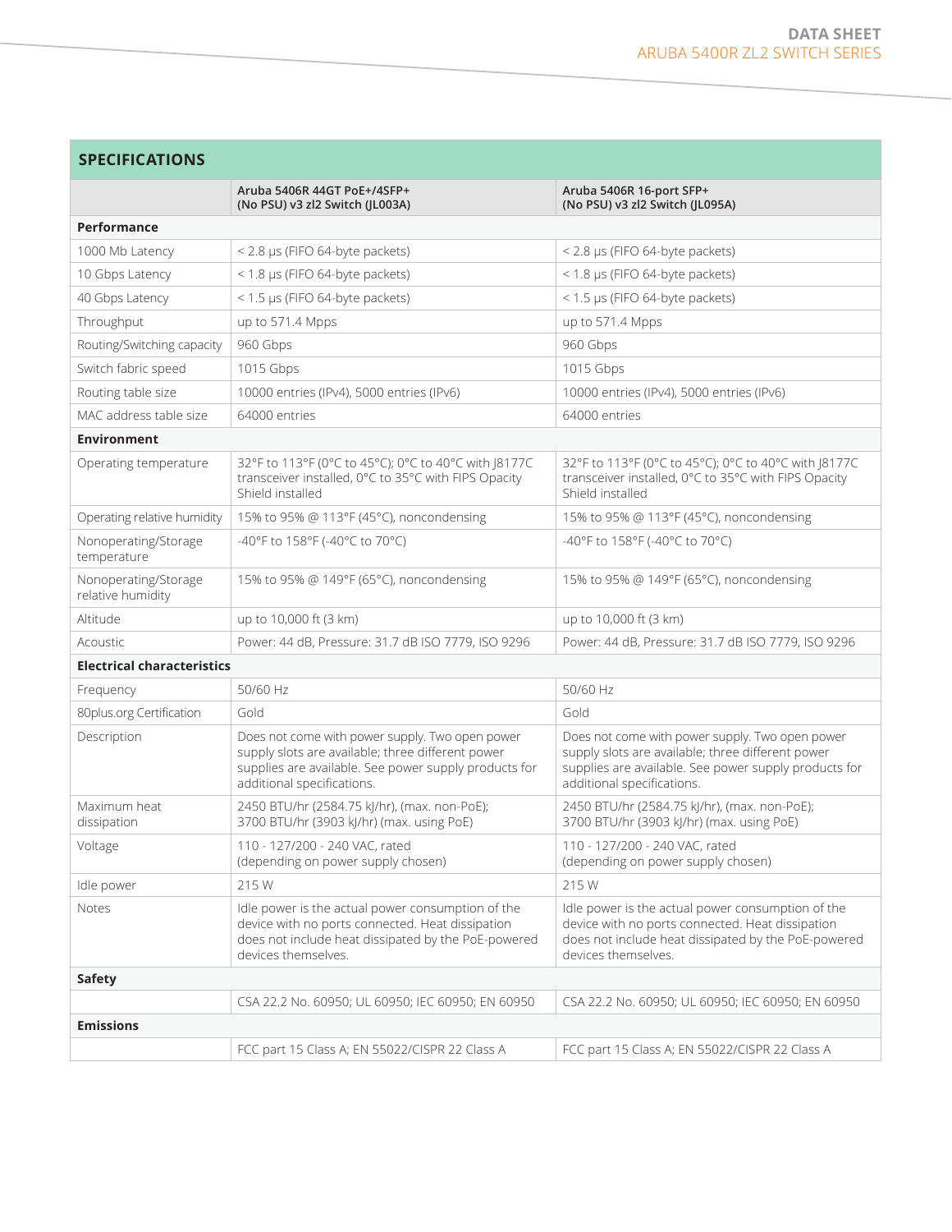## SPECIFICATIONS

| | Aruba 5406R 44GT PoE+/4SFP+ (No PSU) v3 zl2 Switch (JL003A) | Aruba 5406R 16-port SFP+ (No PSU) v3 zl2 Switch (JL095A) |
|---|---|---|
| **Performance** | | |
| 1000 Mb Latency | < 2.8 µs (FIFO 64-byte packets) | < 2.8 µs (FIFO 64-byte packets) |
| 10 Gbps Latency | < 1.8 µs (FIFO 64-byte packets) | < 1.8 µs (FIFO 64-byte packets) |
| 40 Gbps Latency | < 1.5 µs (FIFO 64-byte packets) | < 1.5 µs (FIFO 64-byte packets) |
| Throughput | up to 571.4 Mpps | up to 571.4 Mpps |
| Routing/Switching capacity | 960 Gbps | 960 Gbps |
| Switch fabric speed | 1015 Gbps | 1015 Gbps |
| Routing table size | 10000 entries (IPv4), 5000 entries (IPv6) | 10000 entries (IPv4), 5000 entries (IPv6) |
| MAC address table size | 64000 entries | 64000 entries |
| **Environment** | | |
| Operating temperature | 32°F to 113°F (0°C to 45°C); 0°C to 40°C with J8177C transceiver installed, 0°C to 35°C with FIPS Opacity Shield installed | 32°F to 113°F (0°C to 45°C); 0°C to 40°C with J8177C transceiver installed, 0°C to 35°C with FIPS Opacity Shield installed |
| Operating relative humidity | 15% to 95% @ 113°F (45°C), noncondensing | 15% to 95% @ 113°F (45°C), noncondensing |
| Nonoperating/Storage temperature | -40°F to 158°F (-40°C to 70°C) | -40°F to 158°F (-40°C to 70°C) |
| Nonoperating/Storage relative humidity | 15% to 95% @ 149°F (65°C), noncondensing | 15% to 95% @ 149°F (65°C), noncondensing |
| Altitude | up to 10,000 ft (3 km) | up to 10,000 ft (3 km) |
| Acoustic | Power: 44 dB, Pressure: 31.7 dB ISO 7779, ISO 9296 | Power: 44 dB, Pressure: 31.7 dB ISO 7779, ISO 9296 |
| **Electrical characteristics** | | |
| Frequency | 50/60 Hz | 50/60 Hz |
| 80plus.org Certification | Gold | Gold |
| Description | Does not come with power supply. Two open power supply slots are available; three different power supplies are available. See power supply products for additional specifications. | Does not come with power supply. Two open power supply slots are available; three different power supplies are available. See power supply products for additional specifications. |
| Maximum heat dissipation | 2450 BTU/hr (2584.75 kJ/hr), (max. non-PoE); 3700 BTU/hr (3903 kJ/hr) (max. using PoE) | 2450 BTU/hr (2584.75 kJ/hr), (max. non-PoE); 3700 BTU/hr (3903 kJ/hr) (max. using PoE) |
| Voltage | 110 - 127/200 - 240 VAC, rated (depending on power supply chosen) | 110 - 127/200 - 240 VAC, rated (depending on power supply chosen) |
| Idle power | 215 W | 215 W |
| Notes | Idle power is the actual power consumption of the device with no ports connected. Heat dissipation does not include heat dissipated by the PoE-powered devices themselves. | Idle power is the actual power consumption of the device with no ports connected. Heat dissipation does not include heat dissipated by the PoE-powered devices themselves. |
| **Safety** | | |
| | CSA 22.2 No. 60950; UL 60950; IEC 60950; EN 60950 | CSA 22.2 No. 60950; UL 60950; IEC 60950; EN 60950 |
| **Emissions** | | |
| | FCC part 15 Class A; EN 55022/CISPR 22 Class A | FCC part 15 Class A; EN 55022/CISPR 22 Class A |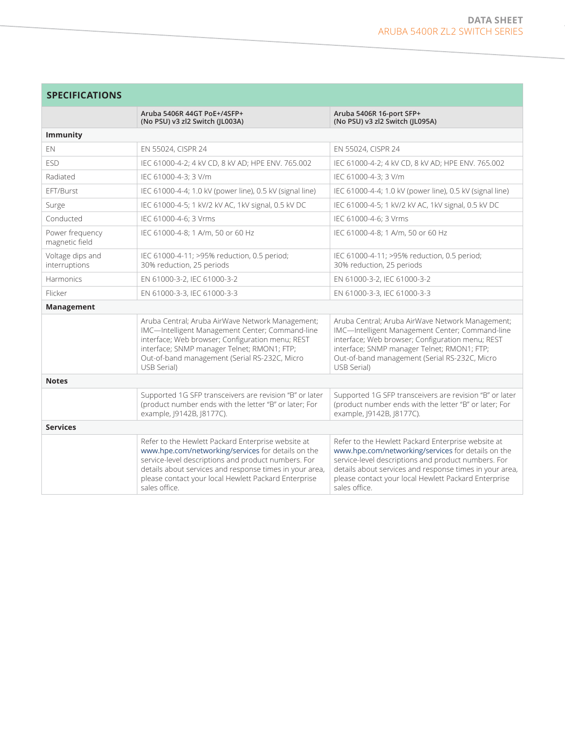## SPECIFICATIONS

| | Aruba 5406R 44GT PoE+/4SFP+ (No PSU) v3 zl2 Switch (JL003A) | Aruba 5406R 16-port SFP+ (No PSU) v3 zl2 Switch (JL095A) |
|---|---|---|
| **Immunity** | | |
| EN | EN 55024, CISPR 24 | EN 55024, CISPR 24 |
| ESD | IEC 61000-4-2; 4 kV CD, 8 kV AD; HPE ENV. 765.002 | IEC 61000-4-2; 4 kV CD, 8 kV AD; HPE ENV. 765.002 |
| Radiated | IEC 61000-4-3; 3 V/m | IEC 61000-4-3; 3 V/m |
| EFT/Burst | IEC 61000-4-4; 1.0 kV (power line), 0.5 kV (signal line) | IEC 61000-4-4; 1.0 kV (power line), 0.5 kV (signal line) |
| Surge | IEC 61000-4-5; 1 kV/2 kV AC, 1kV signal, 0.5 kV DC | IEC 61000-4-5; 1 kV/2 kV AC, 1kV signal, 0.5 kV DC |
| Conducted | IEC 61000-4-6; 3 Vrms | IEC 61000-4-6; 3 Vrms |
| Power frequency magnetic field | IEC 61000-4-8; 1 A/m, 50 or 60 Hz | IEC 61000-4-8; 1 A/m, 50 or 60 Hz |
| Voltage dips and interruptions | IEC 61000-4-11; >95% reduction, 0.5 period; 30% reduction, 25 periods | IEC 61000-4-11; >95% reduction, 0.5 period; 30% reduction, 25 periods |
| Harmonics | EN 61000-3-2, IEC 61000-3-2 | EN 61000-3-2, IEC 61000-3-2 |
| Flicker | EN 61000-3-3, IEC 61000-3-3 | EN 61000-3-3, IEC 61000-3-3 |
| **Management** | | |
| | Aruba Central; Aruba AirWave Network Management; IMC—Intelligent Management Center; Command-line interface; Web browser; Configuration menu; REST interface; SNMP manager Telnet; RMON1; FTP; Out-of-band management (Serial RS-232C, Micro USB Serial) | Aruba Central; Aruba AirWave Network Management; IMC—Intelligent Management Center; Command-line interface; Web browser; Configuration menu; REST interface; SNMP manager Telnet; RMON1; FTP; Out-of-band management (Serial RS-232C, Micro USB Serial) |
| **Notes** | | |
| | Supported 1G SFP transceivers are revision "B" or later (product number ends with the letter "B" or later; For example, J9142B, J8177C). | Supported 1G SFP transceivers are revision "B" or later (product number ends with the letter "B" or later; For example, J9142B, J8177C). |
| **Services** | | |
| | Refer to the Hewlett Packard Enterprise website at www.hpe.com/networking/services for details on the service-level descriptions and product numbers. For details about services and response times in your area, please contact your local Hewlett Packard Enterprise sales office. | Refer to the Hewlett Packard Enterprise website at www.hpe.com/networking/services for details on the service-level descriptions and product numbers. For details about services and response times in your area, please contact your local Hewlett Packard Enterprise sales office. |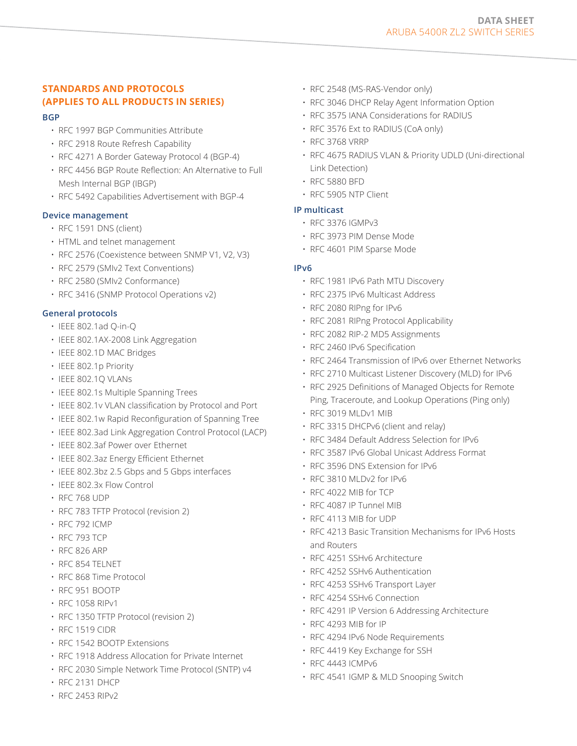## STANDARDS AND PROTOCOLS (APPLIES TO ALL PRODUCTS IN SERIES)

### BGP

- RFC 1997 BGP Communities Attribute
- RFC 2918 Route Refresh Capability
- RFC 4271 A Border Gateway Protocol 4 (BGP-4)
- RFC 4456 BGP Route Reflection: An Alternative to Full Mesh Internal BGP (IBGP)
- RFC 5492 Capabilities Advertisement with BGP-4

### Device management

- RFC 1591 DNS (client)
- HTML and telnet management
- RFC 2576 (Coexistence between SNMP V1, V2, V3)
- RFC 2579 (SMIv2 Text Conventions)
- RFC 2580 (SMIv2 Conformance)
- RFC 3416 (SNMP Protocol Operations v2)

### General protocols

- IEEE 802.1ad Q-in-Q
- IEEE 802.1AX-2008 Link Aggregation
- IEEE 802.1D MAC Bridges
- IEEE 802.1p Priority
- IEEE 802.1Q VLANs
- IEEE 802.1s Multiple Spanning Trees
- IEEE 802.1v VLAN classification by Protocol and Port
- IEEE 802.1w Rapid Reconfiguration of Spanning Tree
- IEEE 802.3ad Link Aggregation Control Protocol (LACP)
- IEEE 802.3af Power over Ethernet
- IEEE 802.3az Energy Efficient Ethernet
- IEEE 802.3bz 2.5 Gbps and 5 Gbps interfaces
- IEEE 802.3x Flow Control
- RFC 768 UDP
- RFC 783 TFTP Protocol (revision 2)
- RFC 792 ICMP
- RFC 793 TCP
- RFC 826 ARP
- RFC 854 TELNET
- RFC 868 Time Protocol
- RFC 951 BOOTP
- RFC 1058 RIPv1
- RFC 1350 TFTP Protocol (revision 2)
- RFC 1519 CIDR
- RFC 1542 BOOTP Extensions
- RFC 1918 Address Allocation for Private Internet
- RFC 2030 Simple Network Time Protocol (SNTP) v4
- RFC 2131 DHCP
- RFC 2453 RIPv2
- RFC 2548 (MS-RAS-Vendor only)
- RFC 3046 DHCP Relay Agent Information Option
- RFC 3575 IANA Considerations for RADIUS
- RFC 3576 Ext to RADIUS (CoA only)
- RFC 3768 VRRP
- RFC 4675 RADIUS VLAN & Priority UDLD (Uni-directional Link Detection)
- RFC 5880 BFD
- RFC 5905 NTP Client

### IP multicast

- RFC 3376 IGMPv3
- RFC 3973 PIM Dense Mode
- RFC 4601 PIM Sparse Mode

### IPv6

- RFC 1981 IPv6 Path MTU Discovery
- RFC 2375 IPv6 Multicast Address
- RFC 2080 RIPng for IPv6
- RFC 2081 RIPng Protocol Applicability
- RFC 2082 RIP-2 MD5 Assignments
- RFC 2460 IPv6 Specification
- RFC 2464 Transmission of IPv6 over Ethernet Networks
- RFC 2710 Multicast Listener Discovery (MLD) for IPv6
- RFC 2925 Definitions of Managed Objects for Remote Ping, Traceroute, and Lookup Operations (Ping only)
- RFC 3019 MLDv1 MIB
- RFC 3315 DHCPv6 (client and relay)
- RFC 3484 Default Address Selection for IPv6
- RFC 3587 IPv6 Global Unicast Address Format
- RFC 3596 DNS Extension for IPv6
- RFC 3810 MLDv2 for IPv6
- RFC 4022 MIB for TCP
- RFC 4087 IP Tunnel MIB
- RFC 4113 MIB for UDP
- RFC 4213 Basic Transition Mechanisms for IPv6 Hosts and Routers
- RFC 4251 SSHv6 Architecture
- RFC 4252 SSHv6 Authentication
- RFC 4253 SSHv6 Transport Layer
- RFC 4254 SSHv6 Connection
- RFC 4291 IP Version 6 Addressing Architecture
- RFC 4293 MIB for IP
- RFC 4294 IPv6 Node Requirements
- RFC 4419 Key Exchange for SSH
- RFC 4443 ICMPv6
- RFC 4541 IGMP & MLD Snooping Switch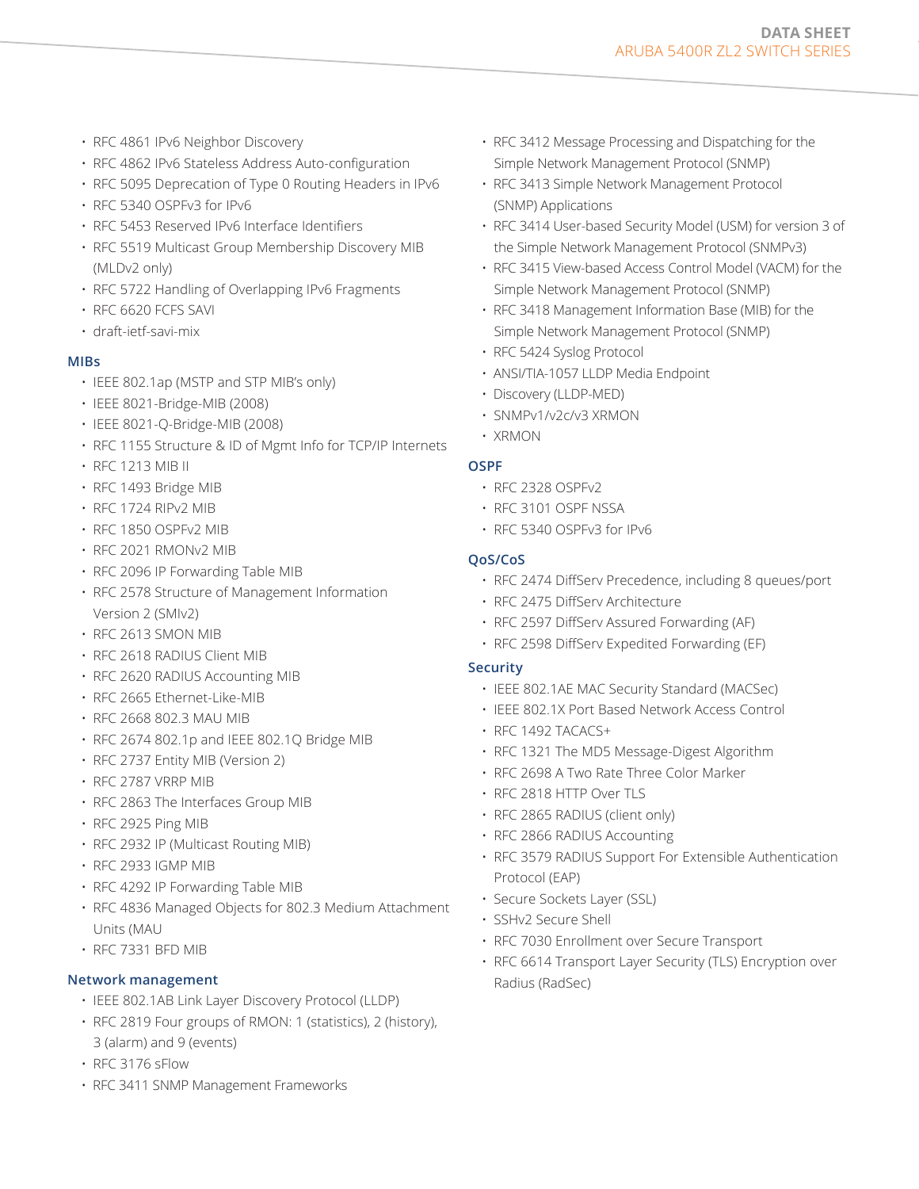- RFC 4861 IPv6 Neighbor Discovery
- RFC 4862 IPv6 Stateless Address Auto-configuration
- RFC 5095 Deprecation of Type 0 Routing Headers in IPv6
- RFC 5340 OSPFv3 for IPv6
- RFC 5453 Reserved IPv6 Interface Identifiers
- RFC 5519 Multicast Group Membership Discovery MIB (MLDv2 only)
- RFC 5722 Handling of Overlapping IPv6 Fragments
- RFC 6620 FCFS SAVI
- draft-ietf-savi-mix

### MIBs

- IEEE 802.1ap (MSTP and STP MIB's only)
- IEEE 8021-Bridge-MIB (2008)
- IEEE 8021-Q-Bridge-MIB (2008)
- RFC 1155 Structure & ID of Mgmt Info for TCP/IP Internets
- RFC 1213 MIB II
- RFC 1493 Bridge MIB
- RFC 1724 RIPv2 MIB
- RFC 1850 OSPFv2 MIB
- RFC 2021 RMONv2 MIB
- RFC 2096 IP Forwarding Table MIB
- RFC 2578 Structure of Management Information Version 2 (SMIv2)
- RFC 2613 SMON MIB
- RFC 2618 RADIUS Client MIB
- RFC 2620 RADIUS Accounting MIB
- RFC 2665 Ethernet-Like-MIB
- RFC 2668 802.3 MAU MIB
- RFC 2674 802.1p and IEEE 802.1Q Bridge MIB
- RFC 2737 Entity MIB (Version 2)
- RFC 2787 VRRP MIB
- RFC 2863 The Interfaces Group MIB
- RFC 2925 Ping MIB
- RFC 2932 IP (Multicast Routing MIB)
- RFC 2933 IGMP MIB
- RFC 4292 IP Forwarding Table MIB
- RFC 4836 Managed Objects for 802.3 Medium Attachment Units (MAU
- RFC 7331 BFD MIB

### Network management

- IEEE 802.1AB Link Layer Discovery Protocol (LLDP)
- RFC 2819 Four groups of RMON: 1 (statistics), 2 (history), 3 (alarm) and 9 (events)
- RFC 3176 sFlow
- RFC 3411 SNMP Management Frameworks
- RFC 3412 Message Processing and Dispatching for the Simple Network Management Protocol (SNMP)
- RFC 3413 Simple Network Management Protocol (SNMP) Applications
- RFC 3414 User-based Security Model (USM) for version 3 of the Simple Network Management Protocol (SNMPv3)
- RFC 3415 View-based Access Control Model (VACM) for the Simple Network Management Protocol (SNMP)
- RFC 3418 Management Information Base (MIB) for the Simple Network Management Protocol (SNMP)
- RFC 5424 Syslog Protocol
- ANSI/TIA-1057 LLDP Media Endpoint
- Discovery (LLDP-MED)
- SNMPv1/v2c/v3 XRMON
- XRMON

### OSPF

- RFC 2328 OSPFv2
- RFC 3101 OSPF NSSA
- RFC 5340 OSPFv3 for IPv6

### QoS/CoS

- RFC 2474 DiffServ Precedence, including 8 queues/port
- RFC 2475 DiffServ Architecture
- RFC 2597 DiffServ Assured Forwarding (AF)
- RFC 2598 DiffServ Expedited Forwarding (EF)

### Security

- IEEE 802.1AE MAC Security Standard (MACSec)
- IEEE 802.1X Port Based Network Access Control
- RFC 1492 TACACS+
- RFC 1321 The MD5 Message-Digest Algorithm
- RFC 2698 A Two Rate Three Color Marker
- RFC 2818 HTTP Over TLS
- RFC 2865 RADIUS (client only)
- RFC 2866 RADIUS Accounting
- RFC 3579 RADIUS Support For Extensible Authentication Protocol (EAP)
- Secure Sockets Layer (SSL)
- SSHv2 Secure Shell
- RFC 7030 Enrollment over Secure Transport
- RFC 6614 Transport Layer Security (TLS) Encryption over Radius (RadSec)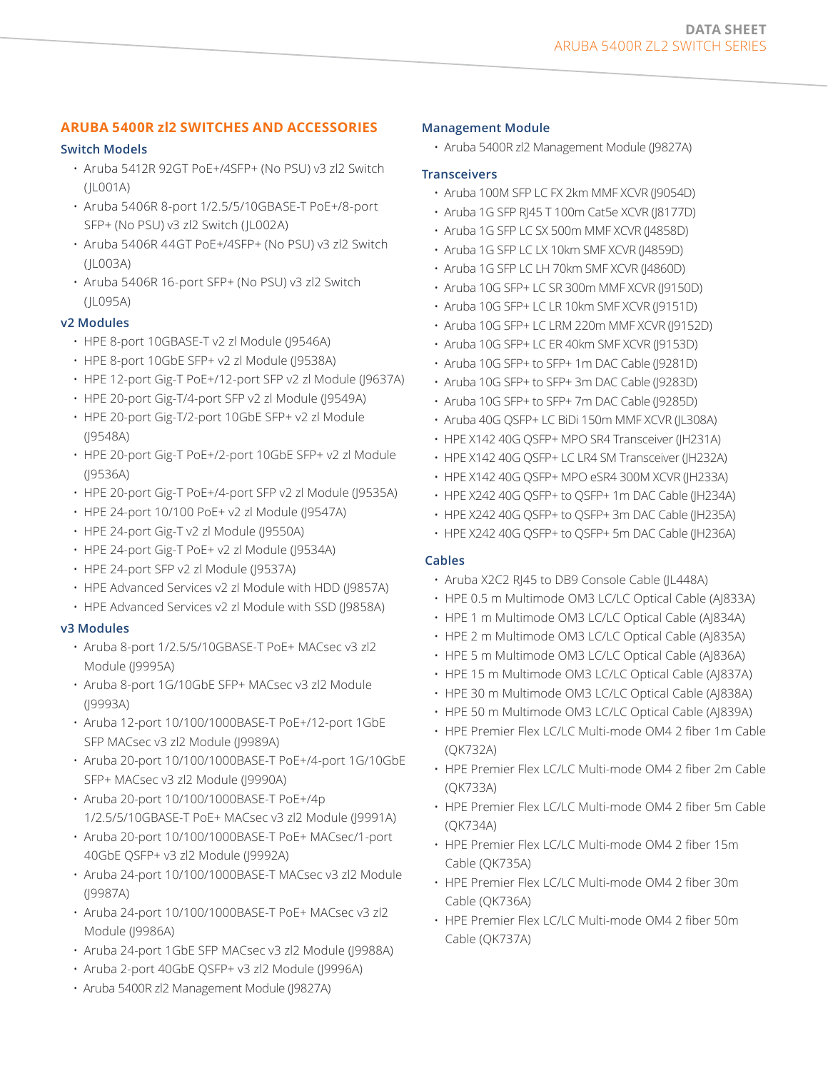## ARUBA 5400R zl2 SWITCHES AND ACCESSORIES

### Switch Models

- Aruba 5412R 92GT PoE+/4SFP+ (No PSU) v3 zl2 Switch (JL001A)
- Aruba 5406R 8-port 1/2.5/5/10GBASE-T PoE+/8-port SFP+ (No PSU) v3 zl2 Switch (JL002A)
- Aruba 5406R 44GT PoE+/4SFP+ (No PSU) v3 zl2 Switch (JL003A)
- Aruba 5406R 16-port SFP+ (No PSU) v3 zl2 Switch (JL095A)

### v2 Modules

- HPE 8-port 10GBASE-T v2 zl Module (J9546A)
- HPE 8-port 10GbE SFP+ v2 zl Module (J9538A)
- HPE 12-port Gig-T PoE+/12-port SFP v2 zl Module (J9637A)
- HPE 20-port Gig-T/4-port SFP v2 zl Module (J9549A)
- HPE 20-port Gig-T/2-port 10GbE SFP+ v2 zl Module (J9548A)
- HPE 20-port Gig-T PoE+/2-port 10GbE SFP+ v2 zl Module (J9536A)
- HPE 20-port Gig-T PoE+/4-port SFP v2 zl Module (J9535A)
- HPE 24-port 10/100 PoE+ v2 zl Module (J9547A)
- HPE 24-port Gig-T v2 zl Module (J9550A)
- HPE 24-port Gig-T PoE+ v2 zl Module (J9534A)
- HPE 24-port SFP v2 zl Module (J9537A)
- HPE Advanced Services v2 zl Module with HDD (J9857A)
- HPE Advanced Services v2 zl Module with SSD (J9858A)

### v3 Modules

- Aruba 8-port 1/2.5/5/10GBASE-T PoE+ MACsec v3 zl2 Module (J9995A)
- Aruba 8-port 1G/10GbE SFP+ MACsec v3 zl2 Module (J9993A)
- Aruba 12-port 10/100/1000BASE-T PoE+/12-port 1GbE SFP MACsec v3 zl2 Module (J9989A)
- Aruba 20-port 10/100/1000BASE-T PoE+/4-port 1G/10GbE SFP+ MACsec v3 zl2 Module (J9990A)
- Aruba 20-port 10/100/1000BASE-T PoE+/4p 1/2.5/5/10GBASE-T PoE+ MACsec v3 zl2 Module (J9991A)
- Aruba 20-port 10/100/1000BASE-T PoE+ MACsec/1-port 40GbE QSFP+ v3 zl2 Module (J9992A)
- Aruba 24-port 10/100/1000BASE-T MACsec v3 zl2 Module (J9987A)
- Aruba 24-port 10/100/1000BASE-T PoE+ MACsec v3 zl2 Module (J9986A)
- Aruba 24-port 1GbE SFP MACsec v3 zl2 Module (J9988A)
- Aruba 2-port 40GbE QSFP+ v3 zl2 Module (J9996A)
- Aruba 5400R zl2 Management Module (J9827A)

### Management Module

- Aruba 5400R zl2 Management Module (J9827A)

### Transceivers

- Aruba 100M SFP LC FX 2km MMF XCVR (J9054D)
- Aruba 1G SFP RJ45 T 100m Cat5e XCVR (J8177D)
- Aruba 1G SFP LC SX 500m MMF XCVR (J4858D)
- Aruba 1G SFP LC LX 10km SMF XCVR (J4859D)
- Aruba 1G SFP LC LH 70km SMF XCVR (J4860D)
- Aruba 10G SFP+ LC SR 300m MMF XCVR (J9150D)
- Aruba 10G SFP+ LC LR 10km SMF XCVR (J9151D)
- Aruba 10G SFP+ LC LRM 220m MMF XCVR (J9152D)
- Aruba 10G SFP+ LC ER 40km SMF XCVR (J9153D)
- Aruba 10G SFP+ to SFP+ 1m DAC Cable (J9281D)
- Aruba 10G SFP+ to SFP+ 3m DAC Cable (J9283D)
- Aruba 10G SFP+ to SFP+ 7m DAC Cable (J9285D)
- Aruba 40G QSFP+ LC BiDi 150m MMF XCVR (JL308A)
- HPE X142 40G QSFP+ MPO SR4 Transceiver (JH231A)
- HPE X142 40G QSFP+ LC LR4 SM Transceiver (JH232A)
- HPE X142 40G QSFP+ MPO eSR4 300M XCVR (JH233A)
- HPE X242 40G QSFP+ to QSFP+ 1m DAC Cable (JH234A)
- HPE X242 40G QSFP+ to QSFP+ 3m DAC Cable (JH235A)
- HPE X242 40G QSFP+ to QSFP+ 5m DAC Cable (JH236A)

### Cables

- Aruba X2C2 RJ45 to DB9 Console Cable (JL448A)
- HPE 0.5 m Multimode OM3 LC/LC Optical Cable (AJ833A)
- HPE 1 m Multimode OM3 LC/LC Optical Cable (AJ834A)
- HPE 2 m Multimode OM3 LC/LC Optical Cable (AJ835A)
- HPE 5 m Multimode OM3 LC/LC Optical Cable (AJ836A)
- HPE 15 m Multimode OM3 LC/LC Optical Cable (AJ837A)
- HPE 30 m Multimode OM3 LC/LC Optical Cable (AJ838A)
- HPE 50 m Multimode OM3 LC/LC Optical Cable (AJ839A)
- HPE Premier Flex LC/LC Multi-mode OM4 2 fiber 1m Cable (QK732A)
- HPE Premier Flex LC/LC Multi-mode OM4 2 fiber 2m Cable (QK733A)
- HPE Premier Flex LC/LC Multi-mode OM4 2 fiber 5m Cable (QK734A)
- HPE Premier Flex LC/LC Multi-mode OM4 2 fiber 15m Cable (QK735A)
- HPE Premier Flex LC/LC Multi-mode OM4 2 fiber 30m Cable (QK736A)
- HPE Premier Flex LC/LC Multi-mode OM4 2 fiber 50m Cable (QK737A)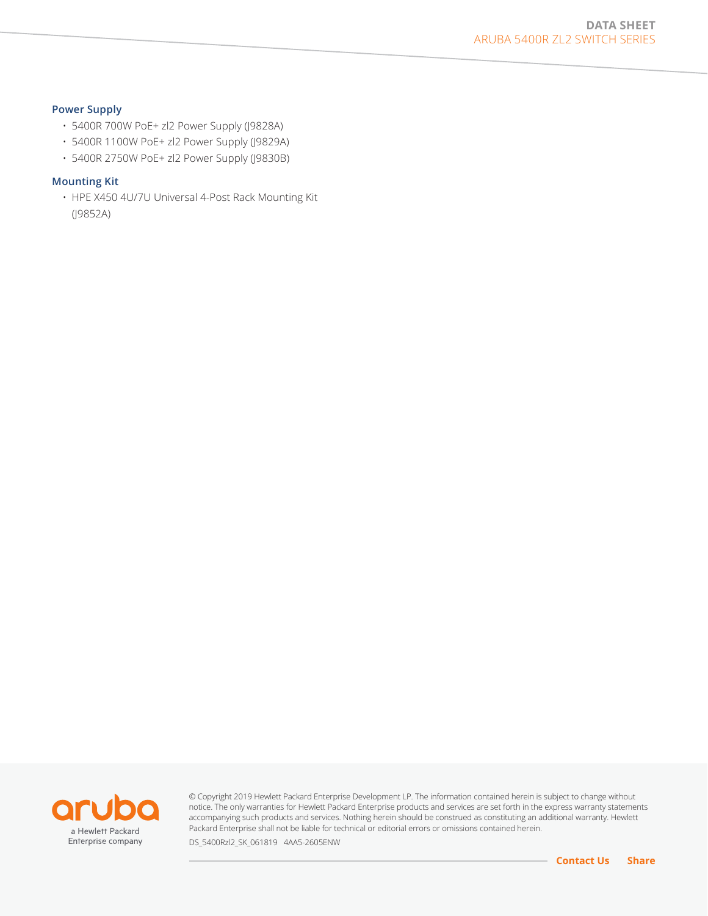### Power Supply

- 5400R 700W PoE+ zl2 Power Supply (J9828A)
- 5400R 1100W PoE+ zl2 Power Supply (J9829A)
- 5400R 2750W PoE+ zl2 Power Supply (J9830B)

### Mounting Kit

- HPE X450 4U/7U Universal 4-Post Rack Mounting Kit (J9852A)

aruba
a Hewlett Packard Enterprise company

© Copyright 2019 Hewlett Packard Enterprise Development LP. The information contained herein is subject to change without notice. The only warranties for Hewlett Packard Enterprise products and services are set forth in the express warranty statements accompanying such products and services. Nothing herein should be construed as constituting an additional warranty. Hewlett Packard Enterprise shall not be liable for technical or editorial errors or omissions contained herein.

DS_5400Rzl2_SK_061819 4AA5-2605ENW

**Contact Us** **Share**